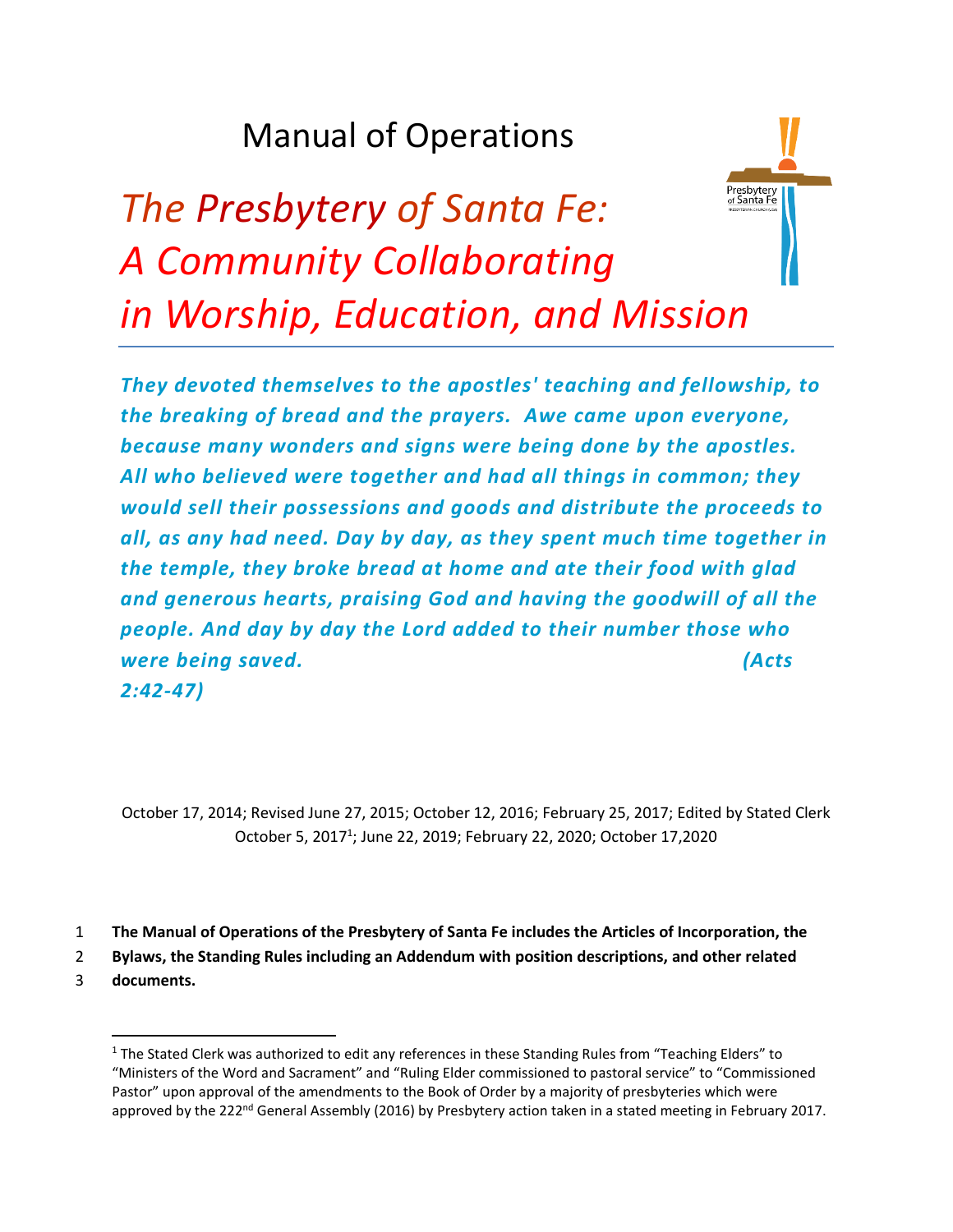# Manual of Operations

# *The Presbytery of Santa Fe: A Community Collaborating in Worship, Education, and Mission*

***They devoted themselves to the apostles' teaching and fellowship, to the breaking of bread and the prayers. Awe came upon everyone, because many wonders and signs were being done by the apostles. All who believed were together and had all things in common; they would sell their possessions and goods and distribute the proceeds to all, as any had need. Day by day, as they spent much time together in the temple, they broke bread at home and ate their food with glad and generous hearts, praising God and having the goodwill of all the people. And day by day the Lord added to their number those who were being saved. (Acts 2:42-47)***

October 17, 2014; Revised June 27, 2015; October 12, 2016; February 25, 2017; Edited by Stated Clerk October 5, 2017[1]; June 22, 2019; February 22, 2020; October 17,2020

1 **The Manual of Operations of the Presbytery of Santa Fe includes the Articles of Incorporation, the**
2 **Bylaws, the Standing Rules including an Addendum with position descriptions, and other related**
3 **documents.**

---

[1] The Stated Clerk was authorized to edit any references in these Standing Rules from "Teaching Elders" to "Ministers of the Word and Sacrament" and "Ruling Elder commissioned to pastoral service" to "Commissioned Pastor" upon approval of the amendments to the Book of Order by a majority of presbyteries which were approved by the 222nd General Assembly (2016) by Presbytery action taken in a stated meeting in February 2017.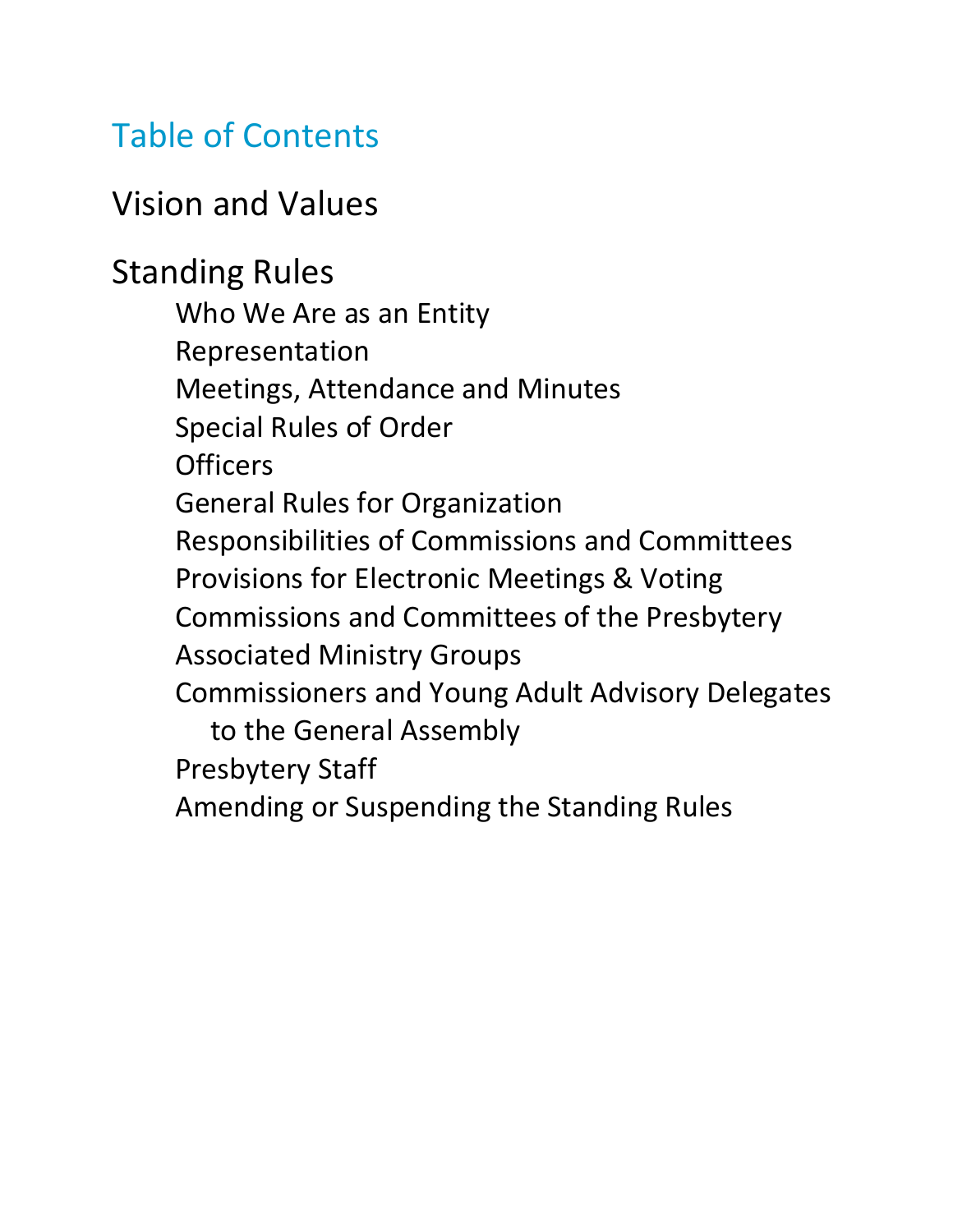# Table of Contents

## Vision and Values

## Standing Rules

- Who We Are as an Entity
- Representation
- Meetings, Attendance and Minutes
- Special Rules of Order
- Officers
- General Rules for Organization
- Responsibilities of Commissions and Committees
- Provisions for Electronic Meetings & Voting
- Commissions and Committees of the Presbytery
- Associated Ministry Groups
- Commissioners and Young Adult Advisory Delegates to the General Assembly
- Presbytery Staff
- Amending or Suspending the Standing Rules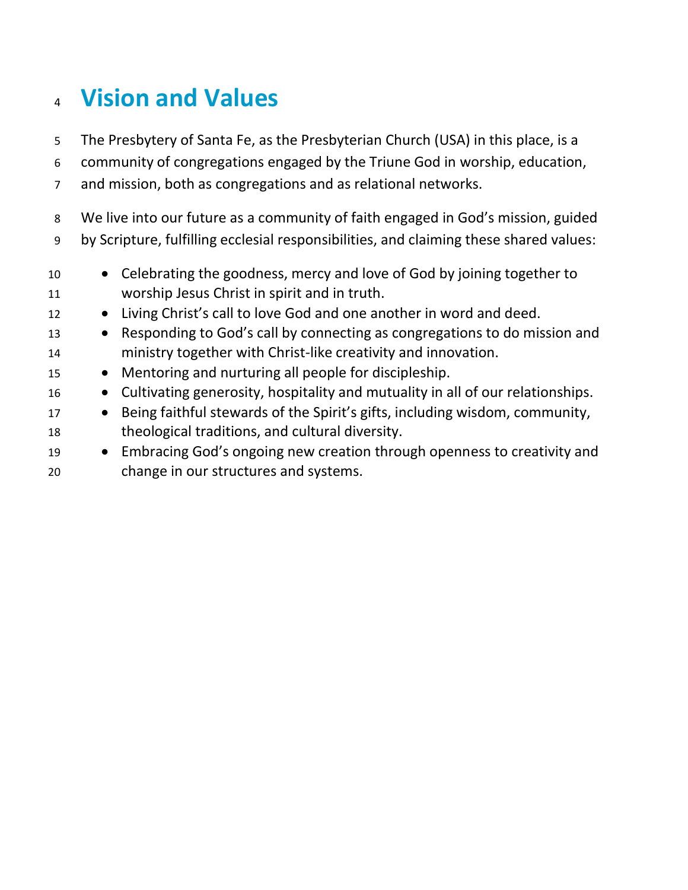# Vision and Values

The Presbytery of Santa Fe, as the Presbyterian Church (USA) in this place, is a community of congregations engaged by the Triune God in worship, education, and mission, both as congregations and as relational networks.

We live into our future as a community of faith engaged in God's mission, guided by Scripture, fulfilling ecclesial responsibilities, and claiming these shared values:

- Celebrating the goodness, mercy and love of God by joining together to worship Jesus Christ in spirit and in truth.
- Living Christ's call to love God and one another in word and deed.
- Responding to God's call by connecting as congregations to do mission and ministry together with Christ-like creativity and innovation.
- Mentoring and nurturing all people for discipleship.
- Cultivating generosity, hospitality and mutuality in all of our relationships.
- Being faithful stewards of the Spirit's gifts, including wisdom, community, theological traditions, and cultural diversity.
- Embracing God's ongoing new creation through openness to creativity and change in our structures and systems.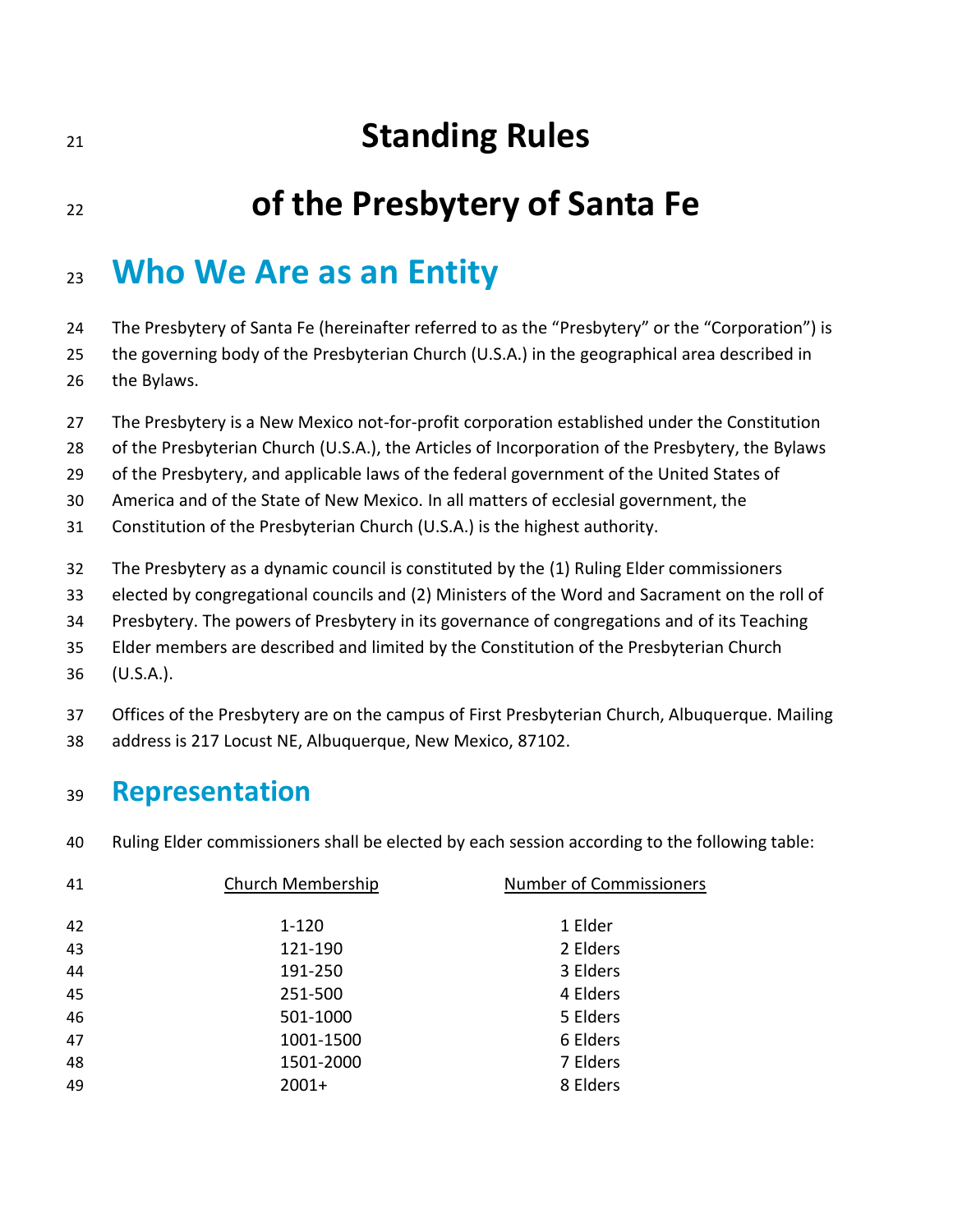# Standing Rules

# of the Presbytery of Santa Fe

## Who We Are as an Entity

The Presbytery of Santa Fe (hereinafter referred to as the "Presbytery" or the "Corporation") is the governing body of the Presbyterian Church (U.S.A.) in the geographical area described in the Bylaws.

The Presbytery is a New Mexico not-for-profit corporation established under the Constitution of the Presbyterian Church (U.S.A.), the Articles of Incorporation of the Presbytery, the Bylaws of the Presbytery, and applicable laws of the federal government of the United States of America and of the State of New Mexico. In all matters of ecclesial government, the Constitution of the Presbyterian Church (U.S.A.) is the highest authority.

The Presbytery as a dynamic council is constituted by the (1) Ruling Elder commissioners elected by congregational councils and (2) Ministers of the Word and Sacrament on the roll of Presbytery. The powers of Presbytery in its governance of congregations and of its Teaching Elder members are described and limited by the Constitution of the Presbyterian Church (U.S.A.).

Offices of the Presbytery are on the campus of First Presbyterian Church, Albuquerque. Mailing address is 217 Locust NE, Albuquerque, New Mexico, 87102.

## Representation

Ruling Elder commissioners shall be elected by each session according to the following table:

| Church Membership | Number of Commissioners |
|---|---|
| 1-120 | 1 Elder |
| 121-190 | 2 Elders |
| 191-250 | 3 Elders |
| 251-500 | 4 Elders |
| 501-1000 | 5 Elders |
| 1001-1500 | 6 Elders |
| 1501-2000 | 7 Elders |
| 2001+ | 8 Elders |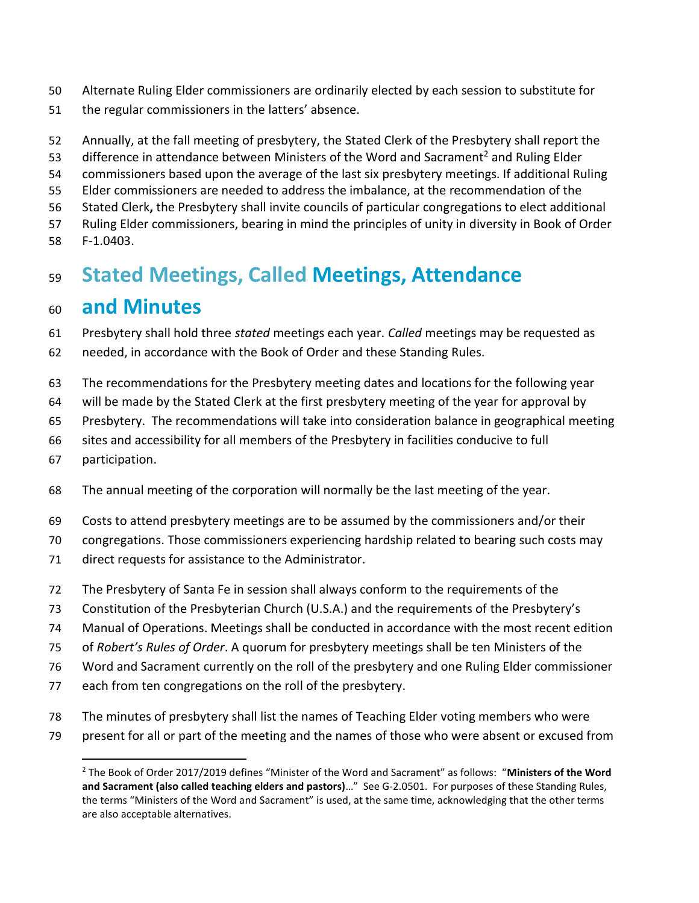Alternate Ruling Elder commissioners are ordinarily elected by each session to substitute for the regular commissioners in the latters' absence.

Annually, at the fall meeting of presbytery, the Stated Clerk of the Presbytery shall report the difference in attendance between Ministers of the Word and Sacrament[2] and Ruling Elder commissioners based upon the average of the last six presbytery meetings. If additional Ruling Elder commissioners are needed to address the imbalance, at the recommendation of the Stated Clerk**,** the Presbytery shall invite councils of particular congregations to elect additional Ruling Elder commissioners, bearing in mind the principles of unity in diversity in Book of Order F-1.0403.

## Stated Meetings, Called Meetings, Attendance and Minutes

Presbytery shall hold three *stated* meetings each year. *Called* meetings may be requested as needed, in accordance with the Book of Order and these Standing Rules.

The recommendations for the Presbytery meeting dates and locations for the following year will be made by the Stated Clerk at the first presbytery meeting of the year for approval by Presbytery. The recommendations will take into consideration balance in geographical meeting sites and accessibility for all members of the Presbytery in facilities conducive to full participation.

The annual meeting of the corporation will normally be the last meeting of the year.

Costs to attend presbytery meetings are to be assumed by the commissioners and/or their congregations. Those commissioners experiencing hardship related to bearing such costs may direct requests for assistance to the Administrator.

The Presbytery of Santa Fe in session shall always conform to the requirements of the Constitution of the Presbyterian Church (U.S.A.) and the requirements of the Presbytery's Manual of Operations. Meetings shall be conducted in accordance with the most recent edition of *Robert's Rules of Order*. A quorum for presbytery meetings shall be ten Ministers of the Word and Sacrament currently on the roll of the presbytery and one Ruling Elder commissioner each from ten congregations on the roll of the presbytery.

The minutes of presbytery shall list the names of Teaching Elder voting members who were present for all or part of the meeting and the names of those who were absent or excused from

---

[2] The Book of Order 2017/2019 defines "Minister of the Word and Sacrament" as follows: "**Ministers of the Word and Sacrament (also called teaching elders and pastors)**…" See G-2.0501. For purposes of these Standing Rules, the terms "Ministers of the Word and Sacrament" is used, at the same time, acknowledging that the other terms are also acceptable alternatives.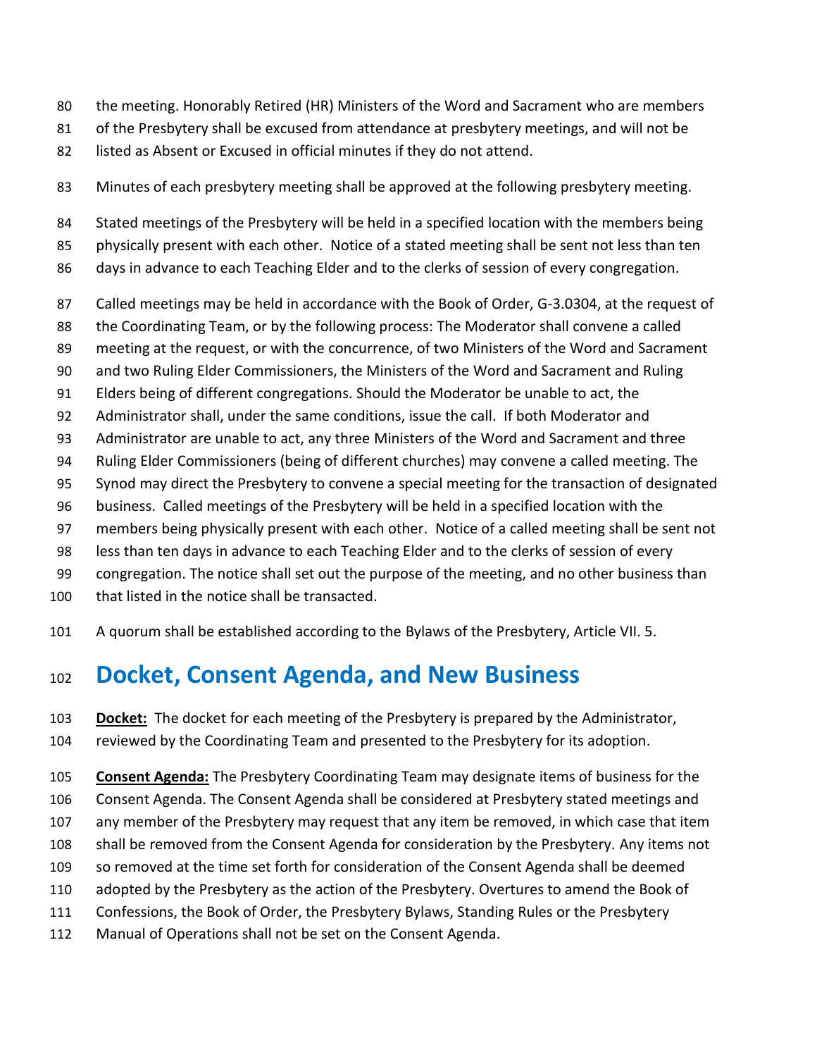the meeting. Honorably Retired (HR) Ministers of the Word and Sacrament who are members of the Presbytery shall be excused from attendance at presbytery meetings, and will not be listed as Absent or Excused in official minutes if they do not attend.

Minutes of each presbytery meeting shall be approved at the following presbytery meeting.

Stated meetings of the Presbytery will be held in a specified location with the members being physically present with each other. Notice of a stated meeting shall be sent not less than ten days in advance to each Teaching Elder and to the clerks of session of every congregation.

Called meetings may be held in accordance with the Book of Order, G-3.0304, at the request of the Coordinating Team, or by the following process: The Moderator shall convene a called meeting at the request, or with the concurrence, of two Ministers of the Word and Sacrament and two Ruling Elder Commissioners, the Ministers of the Word and Sacrament and Ruling Elders being of different congregations. Should the Moderator be unable to act, the Administrator shall, under the same conditions, issue the call. If both Moderator and Administrator are unable to act, any three Ministers of the Word and Sacrament and three Ruling Elder Commissioners (being of different churches) may convene a called meeting. The Synod may direct the Presbytery to convene a special meeting for the transaction of designated business. Called meetings of the Presbytery will be held in a specified location with the members being physically present with each other. Notice of a called meeting shall be sent not less than ten days in advance to each Teaching Elder and to the clerks of session of every congregation. The notice shall set out the purpose of the meeting, and no other business than that listed in the notice shall be transacted.

A quorum shall be established according to the Bylaws of the Presbytery, Article VII. 5.

# Docket, Consent Agenda, and New Business

**Docket:** The docket for each meeting of the Presbytery is prepared by the Administrator, reviewed by the Coordinating Team and presented to the Presbytery for its adoption.

**Consent Agenda:** The Presbytery Coordinating Team may designate items of business for the Consent Agenda. The Consent Agenda shall be considered at Presbytery stated meetings and any member of the Presbytery may request that any item be removed, in which case that item shall be removed from the Consent Agenda for consideration by the Presbytery. Any items not so removed at the time set forth for consideration of the Consent Agenda shall be deemed adopted by the Presbytery as the action of the Presbytery. Overtures to amend the Book of Confessions, the Book of Order, the Presbytery Bylaws, Standing Rules or the Presbytery Manual of Operations shall not be set on the Consent Agenda.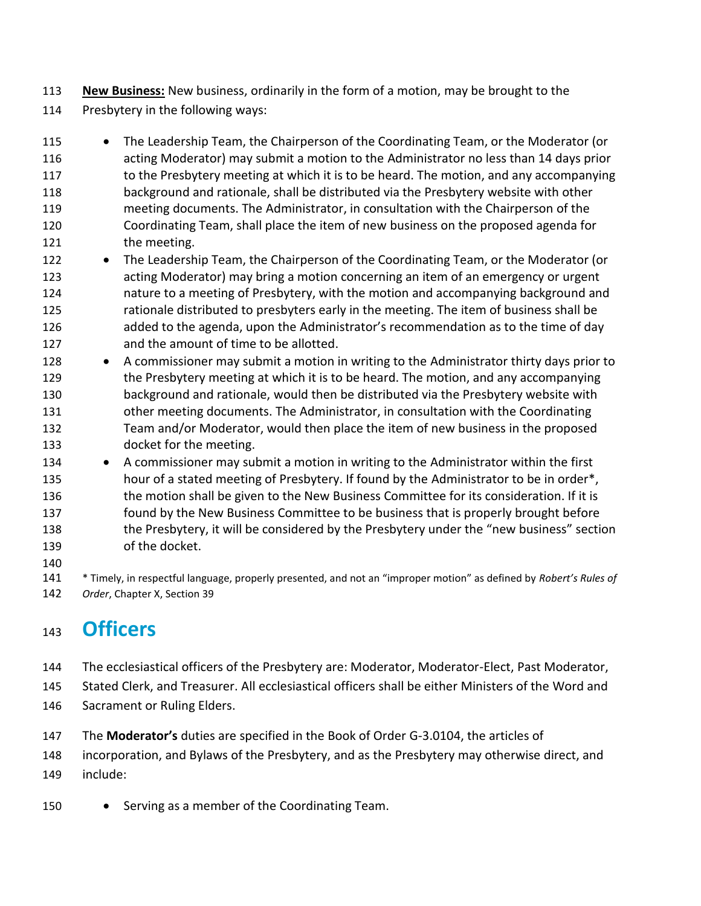**New Business:** New business, ordinarily in the form of a motion, may be brought to the Presbytery in the following ways:

- The Leadership Team, the Chairperson of the Coordinating Team, or the Moderator (or acting Moderator) may submit a motion to the Administrator no less than 14 days prior to the Presbytery meeting at which it is to be heard. The motion, and any accompanying background and rationale, shall be distributed via the Presbytery website with other meeting documents. The Administrator, in consultation with the Chairperson of the Coordinating Team, shall place the item of new business on the proposed agenda for the meeting.
- The Leadership Team, the Chairperson of the Coordinating Team, or the Moderator (or acting Moderator) may bring a motion concerning an item of an emergency or urgent nature to a meeting of Presbytery, with the motion and accompanying background and rationale distributed to presbyters early in the meeting. The item of business shall be added to the agenda, upon the Administrator's recommendation as to the time of day and the amount of time to be allotted.
- A commissioner may submit a motion in writing to the Administrator thirty days prior to the Presbytery meeting at which it is to be heard. The motion, and any accompanying background and rationale, would then be distributed via the Presbytery website with other meeting documents. The Administrator, in consultation with the Coordinating Team and/or Moderator, would then place the item of new business in the proposed docket for the meeting.
- A commissioner may submit a motion in writing to the Administrator within the first hour of a stated meeting of Presbytery. If found by the Administrator to be in order*, the motion shall be given to the New Business Committee for its consideration. If it is found by the New Business Committee to be business that is properly brought before the Presbytery, it will be considered by the Presbytery under the "new business" section of the docket.

* Timely, in respectful language, properly presented, and not an "improper motion" as defined by *Robert's Rules of Order*, Chapter X, Section 39

# Officers

The ecclesiastical officers of the Presbytery are: Moderator, Moderator-Elect, Past Moderator, Stated Clerk, and Treasurer. All ecclesiastical officers shall be either Ministers of the Word and Sacrament or Ruling Elders.

The **Moderator's** duties are specified in the Book of Order G-3.0104, the articles of incorporation, and Bylaws of the Presbytery, and as the Presbytery may otherwise direct, and include:

- Serving as a member of the Coordinating Team.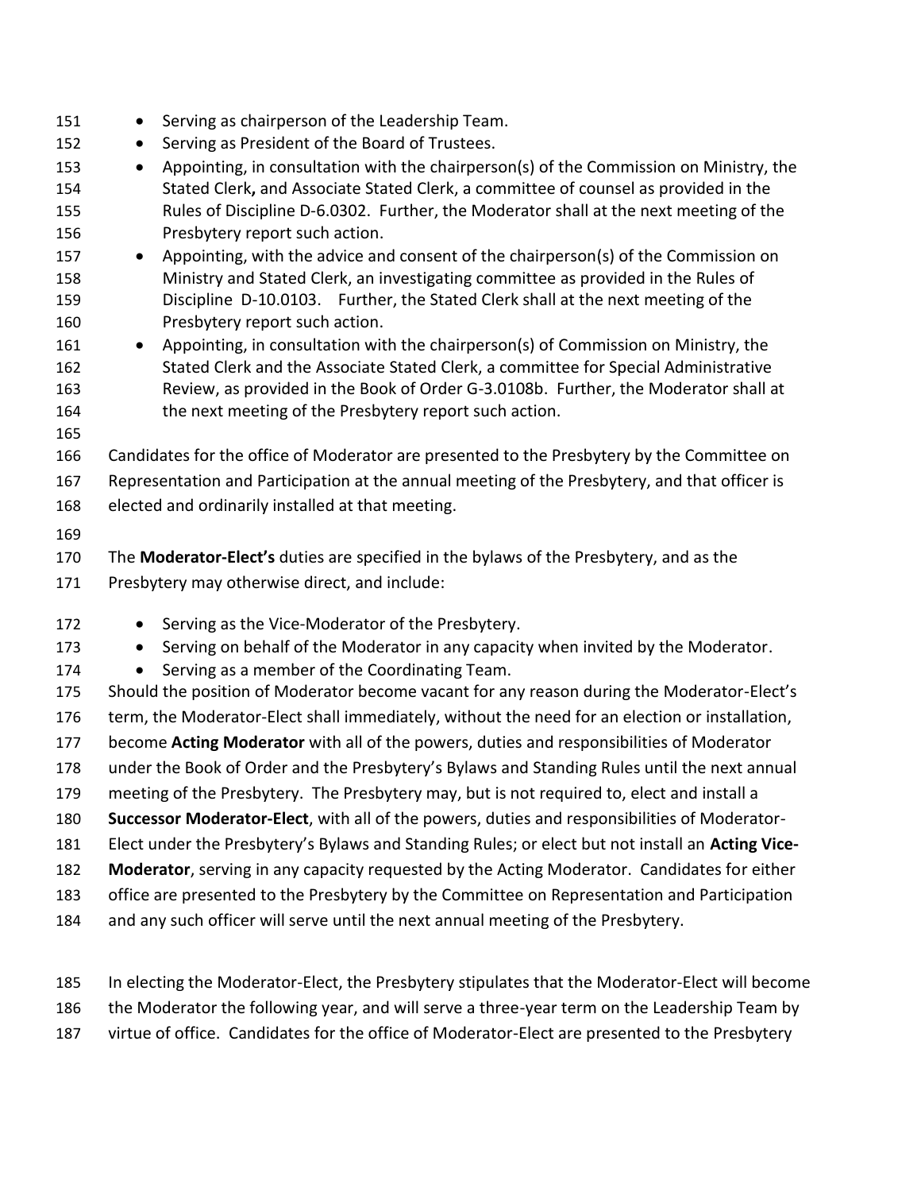- Serving as chairperson of the Leadership Team.
- Serving as President of the Board of Trustees.
- Appointing, in consultation with the chairperson(s) of the Commission on Ministry, the Stated Clerk**,** and Associate Stated Clerk, a committee of counsel as provided in the Rules of Discipline D-6.0302. Further, the Moderator shall at the next meeting of the Presbytery report such action.
- Appointing, with the advice and consent of the chairperson(s) of the Commission on Ministry and Stated Clerk, an investigating committee as provided in the Rules of Discipline D-10.0103. Further, the Stated Clerk shall at the next meeting of the Presbytery report such action.
- Appointing, in consultation with the chairperson(s) of Commission on Ministry, the Stated Clerk and the Associate Stated Clerk, a committee for Special Administrative Review, as provided in the Book of Order G-3.0108b. Further, the Moderator shall at the next meeting of the Presbytery report such action.

Candidates for the office of Moderator are presented to the Presbytery by the Committee on Representation and Participation at the annual meeting of the Presbytery, and that officer is elected and ordinarily installed at that meeting.

The **Moderator-Elect's** duties are specified in the bylaws of the Presbytery, and as the Presbytery may otherwise direct, and include:

- Serving as the Vice-Moderator of the Presbytery.
- Serving on behalf of the Moderator in any capacity when invited by the Moderator.
- Serving as a member of the Coordinating Team.

Should the position of Moderator become vacant for any reason during the Moderator-Elect's term, the Moderator-Elect shall immediately, without the need for an election or installation, become **Acting Moderator** with all of the powers, duties and responsibilities of Moderator under the Book of Order and the Presbytery's Bylaws and Standing Rules until the next annual meeting of the Presbytery. The Presbytery may, but is not required to, elect and install a **Successor Moderator-Elect**, with all of the powers, duties and responsibilities of Moderator-Elect under the Presbytery's Bylaws and Standing Rules; or elect but not install an **Acting Vice-Moderator**, serving in any capacity requested by the Acting Moderator. Candidates for either office are presented to the Presbytery by the Committee on Representation and Participation and any such officer will serve until the next annual meeting of the Presbytery.

In electing the Moderator-Elect, the Presbytery stipulates that the Moderator-Elect will become the Moderator the following year, and will serve a three-year term on the Leadership Team by virtue of office. Candidates for the office of Moderator-Elect are presented to the Presbytery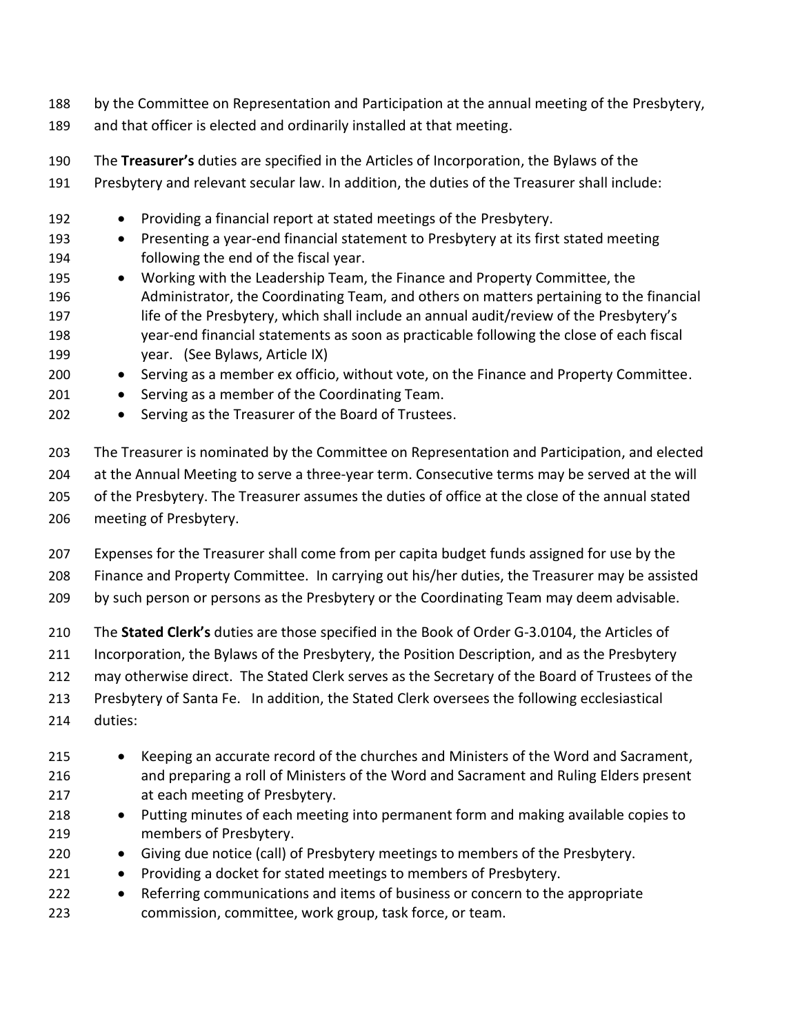by the Committee on Representation and Participation at the annual meeting of the Presbytery, and that officer is elected and ordinarily installed at that meeting.

The **Treasurer's** duties are specified in the Articles of Incorporation, the Bylaws of the Presbytery and relevant secular law. In addition, the duties of the Treasurer shall include:

- Providing a financial report at stated meetings of the Presbytery.
- Presenting a year-end financial statement to Presbytery at its first stated meeting following the end of the fiscal year.
- Working with the Leadership Team, the Finance and Property Committee, the Administrator, the Coordinating Team, and others on matters pertaining to the financial life of the Presbytery, which shall include an annual audit/review of the Presbytery's year-end financial statements as soon as practicable following the close of each fiscal year. (See Bylaws, Article IX)
- Serving as a member ex officio, without vote, on the Finance and Property Committee.
- Serving as a member of the Coordinating Team.
- Serving as the Treasurer of the Board of Trustees.

The Treasurer is nominated by the Committee on Representation and Participation, and elected at the Annual Meeting to serve a three-year term. Consecutive terms may be served at the will of the Presbytery. The Treasurer assumes the duties of office at the close of the annual stated meeting of Presbytery.

Expenses for the Treasurer shall come from per capita budget funds assigned for use by the Finance and Property Committee. In carrying out his/her duties, the Treasurer may be assisted by such person or persons as the Presbytery or the Coordinating Team may deem advisable.

The **Stated Clerk's** duties are those specified in the Book of Order G-3.0104, the Articles of Incorporation, the Bylaws of the Presbytery, the Position Description, and as the Presbytery may otherwise direct. The Stated Clerk serves as the Secretary of the Board of Trustees of the Presbytery of Santa Fe. In addition, the Stated Clerk oversees the following ecclesiastical duties:

- Keeping an accurate record of the churches and Ministers of the Word and Sacrament, and preparing a roll of Ministers of the Word and Sacrament and Ruling Elders present at each meeting of Presbytery.
- Putting minutes of each meeting into permanent form and making available copies to members of Presbytery.
- Giving due notice (call) of Presbytery meetings to members of the Presbytery.
- Providing a docket for stated meetings to members of Presbytery.
- Referring communications and items of business or concern to the appropriate commission, committee, work group, task force, or team.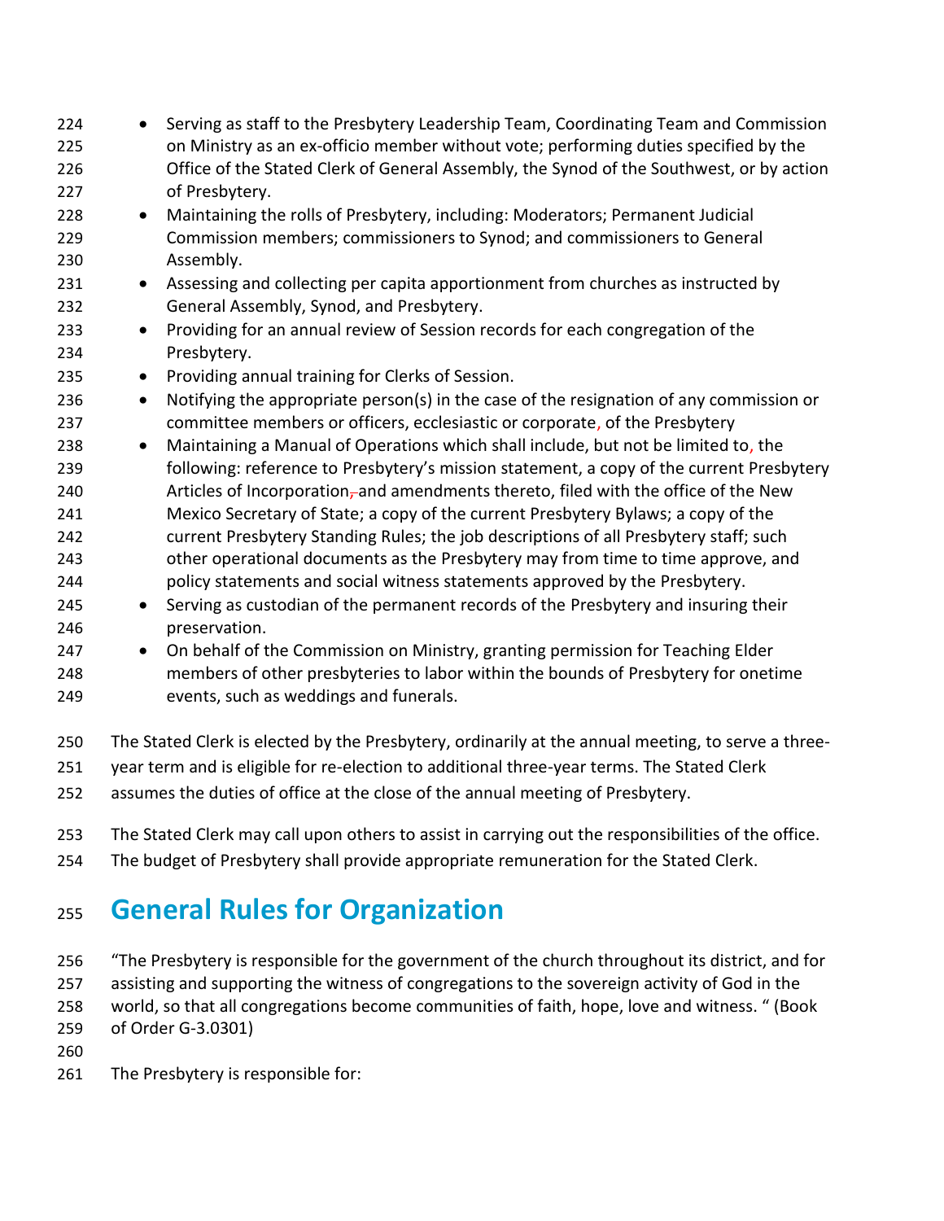- Serving as staff to the Presbytery Leadership Team, Coordinating Team and Commission on Ministry as an ex-officio member without vote; performing duties specified by the Office of the Stated Clerk of General Assembly, the Synod of the Southwest, or by action of Presbytery.
- Maintaining the rolls of Presbytery, including: Moderators; Permanent Judicial Commission members; commissioners to Synod; and commissioners to General Assembly.
- Assessing and collecting per capita apportionment from churches as instructed by General Assembly, Synod, and Presbytery.
- Providing for an annual review of Session records for each congregation of the Presbytery.
- Providing annual training for Clerks of Session.
- Notifying the appropriate person(s) in the case of the resignation of any commission or committee members or officers, ecclesiastic or corporate, of the Presbytery
- Maintaining a Manual of Operations which shall include, but not be limited to, the following: reference to Presbytery's mission statement, a copy of the current Presbytery Articles of Incorporation and amendments thereto, filed with the office of the New Mexico Secretary of State; a copy of the current Presbytery Bylaws; a copy of the current Presbytery Standing Rules; the job descriptions of all Presbytery staff; such other operational documents as the Presbytery may from time to time approve, and policy statements and social witness statements approved by the Presbytery.
- Serving as custodian of the permanent records of the Presbytery and insuring their preservation.
- On behalf of the Commission on Ministry, granting permission for Teaching Elder members of other presbyteries to labor within the bounds of Presbytery for onetime events, such as weddings and funerals.

The Stated Clerk is elected by the Presbytery, ordinarily at the annual meeting, to serve a three-year term and is eligible for re-election to additional three-year terms. The Stated Clerk assumes the duties of office at the close of the annual meeting of Presbytery.

The Stated Clerk may call upon others to assist in carrying out the responsibilities of the office. The budget of Presbytery shall provide appropriate remuneration for the Stated Clerk.

# General Rules for Organization

"The Presbytery is responsible for the government of the church throughout its district, and for assisting and supporting the witness of congregations to the sovereign activity of God in the world, so that all congregations become communities of faith, hope, love and witness. " (Book of Order G-3.0301)

The Presbytery is responsible for: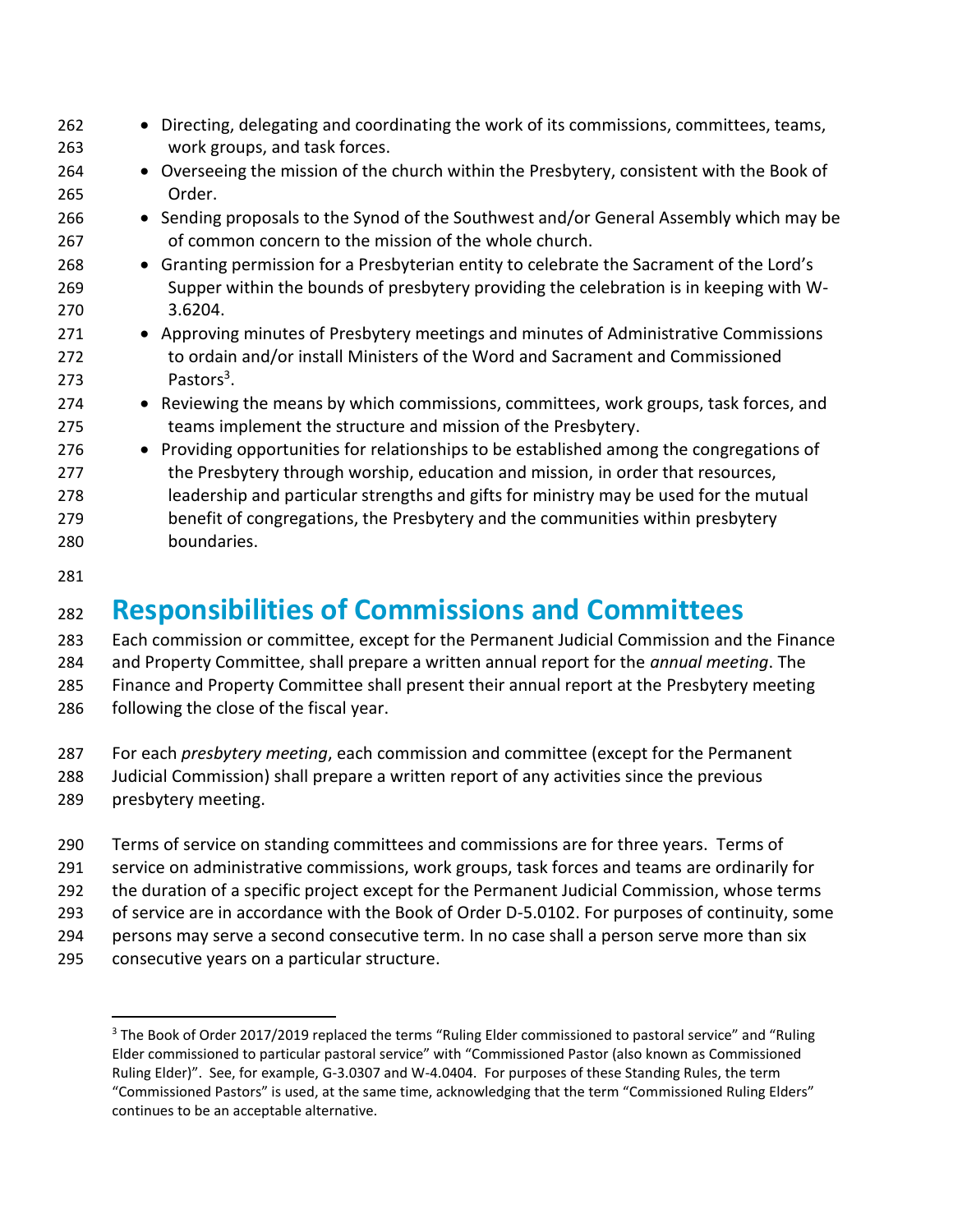- Directing, delegating and coordinating the work of its commissions, committees, teams, work groups, and task forces.
- Overseeing the mission of the church within the Presbytery, consistent with the Book of Order.
- Sending proposals to the Synod of the Southwest and/or General Assembly which may be of common concern to the mission of the whole church.
- Granting permission for a Presbyterian entity to celebrate the Sacrament of the Lord's Supper within the bounds of presbytery providing the celebration is in keeping with W-3.6204.
- Approving minutes of Presbytery meetings and minutes of Administrative Commissions to ordain and/or install Ministers of the Word and Sacrament and Commissioned Pastors[3].
- Reviewing the means by which commissions, committees, work groups, task forces, and teams implement the structure and mission of the Presbytery.
- Providing opportunities for relationships to be established among the congregations of the Presbytery through worship, education and mission, in order that resources, leadership and particular strengths and gifts for ministry may be used for the mutual benefit of congregations, the Presbytery and the communities within presbytery boundaries.

# Responsibilities of Commissions and Committees

Each commission or committee, except for the Permanent Judicial Commission and the Finance and Property Committee, shall prepare a written annual report for the *annual meeting*. The Finance and Property Committee shall present their annual report at the Presbytery meeting following the close of the fiscal year.

For each *presbytery meeting*, each commission and committee (except for the Permanent Judicial Commission) shall prepare a written report of any activities since the previous presbytery meeting.

Terms of service on standing committees and commissions are for three years. Terms of service on administrative commissions, work groups, task forces and teams are ordinarily for the duration of a specific project except for the Permanent Judicial Commission, whose terms of service are in accordance with the Book of Order D-5.0102. For purposes of continuity, some persons may serve a second consecutive term. In no case shall a person serve more than six consecutive years on a particular structure.

---

[3] The Book of Order 2017/2019 replaced the terms "Ruling Elder commissioned to pastoral service" and "Ruling Elder commissioned to particular pastoral service" with "Commissioned Pastor (also known as Commissioned Ruling Elder)". See, for example, G-3.0307 and W-4.0404. For purposes of these Standing Rules, the term "Commissioned Pastors" is used, at the same time, acknowledging that the term "Commissioned Ruling Elders" continues to be an acceptable alternative.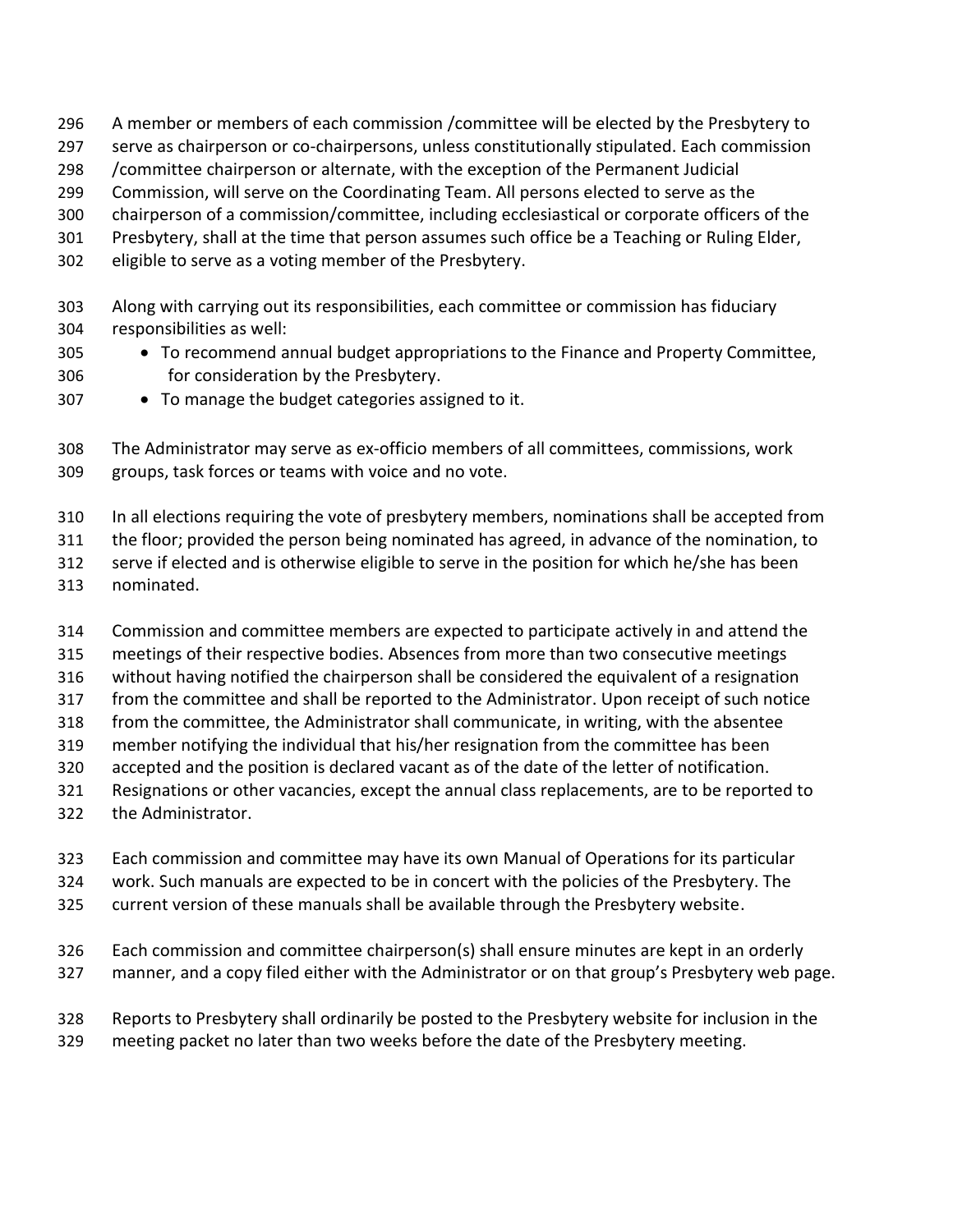A member or members of each commission /committee will be elected by the Presbytery to serve as chairperson or co-chairpersons, unless constitutionally stipulated. Each commission /committee chairperson or alternate, with the exception of the Permanent Judicial Commission, will serve on the Coordinating Team. All persons elected to serve as the chairperson of a commission/committee, including ecclesiastical or corporate officers of the Presbytery, shall at the time that person assumes such office be a Teaching or Ruling Elder, eligible to serve as a voting member of the Presbytery.

Along with carrying out its responsibilities, each committee or commission has fiduciary responsibilities as well:

- To recommend annual budget appropriations to the Finance and Property Committee, for consideration by the Presbytery.
- To manage the budget categories assigned to it.

The Administrator may serve as ex-officio members of all committees, commissions, work groups, task forces or teams with voice and no vote.

In all elections requiring the vote of presbytery members, nominations shall be accepted from the floor; provided the person being nominated has agreed, in advance of the nomination, to serve if elected and is otherwise eligible to serve in the position for which he/she has been nominated.

Commission and committee members are expected to participate actively in and attend the meetings of their respective bodies. Absences from more than two consecutive meetings without having notified the chairperson shall be considered the equivalent of a resignation from the committee and shall be reported to the Administrator. Upon receipt of such notice from the committee, the Administrator shall communicate, in writing, with the absentee member notifying the individual that his/her resignation from the committee has been accepted and the position is declared vacant as of the date of the letter of notification. Resignations or other vacancies, except the annual class replacements, are to be reported to the Administrator.

Each commission and committee may have its own Manual of Operations for its particular work. Such manuals are expected to be in concert with the policies of the Presbytery. The current version of these manuals shall be available through the Presbytery website.

Each commission and committee chairperson(s) shall ensure minutes are kept in an orderly manner, and a copy filed either with the Administrator or on that group's Presbytery web page.

Reports to Presbytery shall ordinarily be posted to the Presbytery website for inclusion in the meeting packet no later than two weeks before the date of the Presbytery meeting.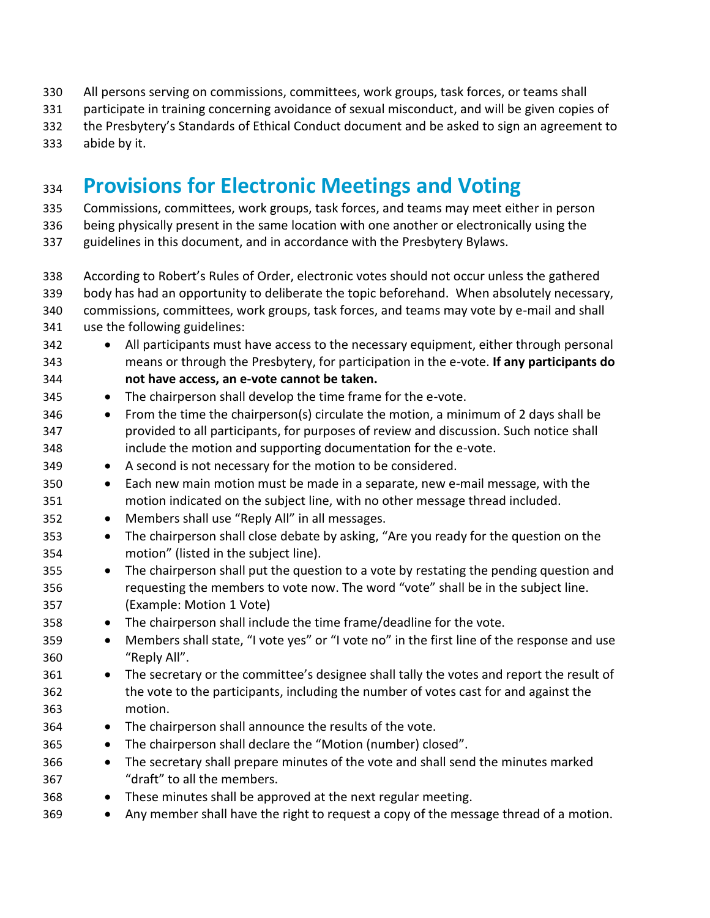All persons serving on commissions, committees, work groups, task forces, or teams shall participate in training concerning avoidance of sexual misconduct, and will be given copies of the Presbytery's Standards of Ethical Conduct document and be asked to sign an agreement to abide by it.

## Provisions for Electronic Meetings and Voting

Commissions, committees, work groups, task forces, and teams may meet either in person being physically present in the same location with one another or electronically using the guidelines in this document, and in accordance with the Presbytery Bylaws.

According to Robert's Rules of Order, electronic votes should not occur unless the gathered body has had an opportunity to deliberate the topic beforehand. When absolutely necessary, commissions, committees, work groups, task forces, and teams may vote by e-mail and shall use the following guidelines:

- All participants must have access to the necessary equipment, either through personal means or through the Presbytery, for participation in the e-vote. **If any participants do not have access, an e-vote cannot be taken.**
- The chairperson shall develop the time frame for the e-vote.
- From the time the chairperson(s) circulate the motion, a minimum of 2 days shall be provided to all participants, for purposes of review and discussion. Such notice shall include the motion and supporting documentation for the e-vote.
- A second is not necessary for the motion to be considered.
- Each new main motion must be made in a separate, new e-mail message, with the motion indicated on the subject line, with no other message thread included.
- Members shall use "Reply All" in all messages.
- The chairperson shall close debate by asking, "Are you ready for the question on the motion" (listed in the subject line).
- The chairperson shall put the question to a vote by restating the pending question and requesting the members to vote now. The word "vote" shall be in the subject line. (Example: Motion 1 Vote)
- The chairperson shall include the time frame/deadline for the vote.
- Members shall state, "I vote yes" or "I vote no" in the first line of the response and use "Reply All".
- The secretary or the committee's designee shall tally the votes and report the result of the vote to the participants, including the number of votes cast for and against the motion.
- The chairperson shall announce the results of the vote.
- The chairperson shall declare the "Motion (number) closed".
- The secretary shall prepare minutes of the vote and shall send the minutes marked "draft" to all the members.
- These minutes shall be approved at the next regular meeting.
- Any member shall have the right to request a copy of the message thread of a motion.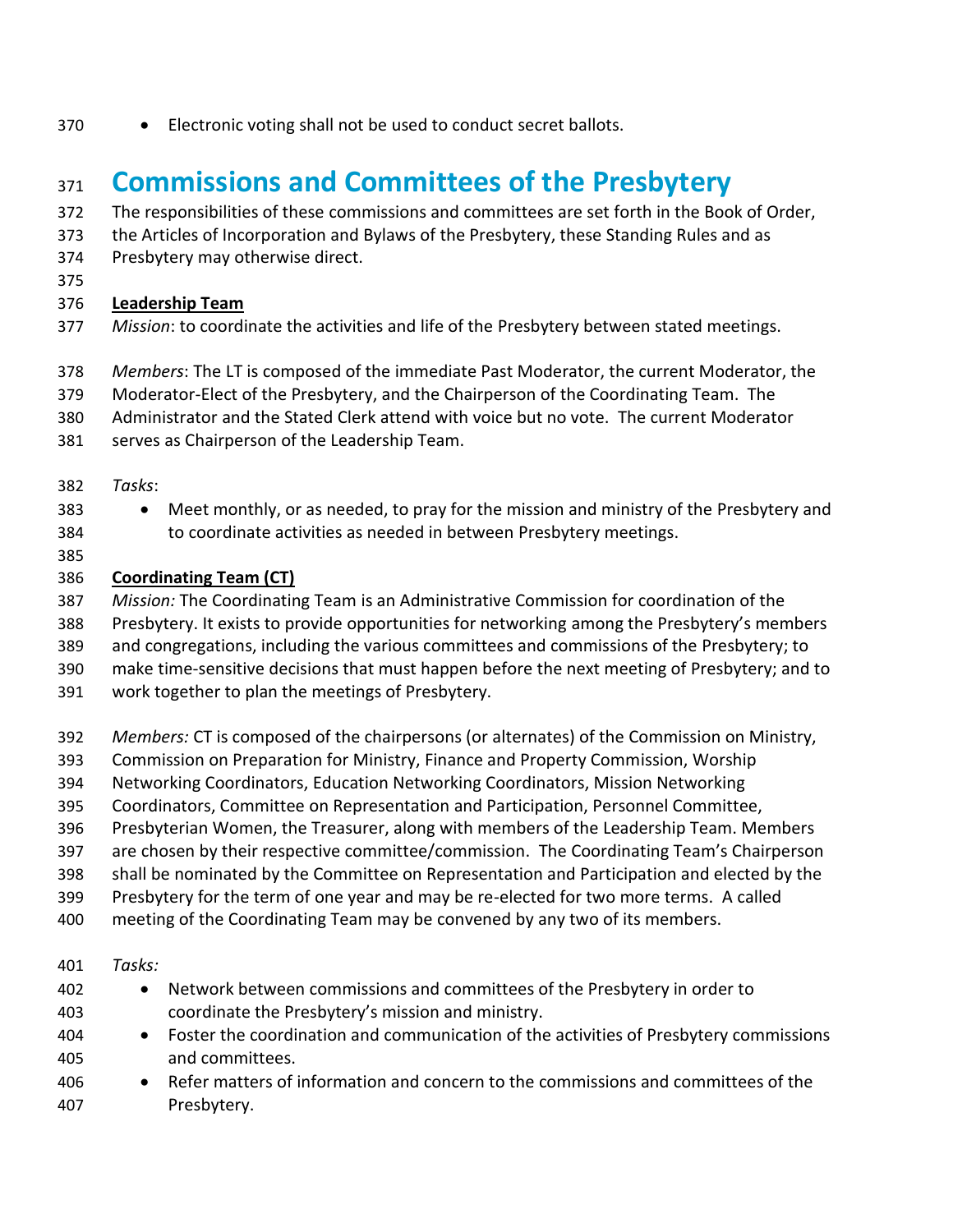- Electronic voting shall not be used to conduct secret ballots.

# Commissions and Committees of the Presbytery

The responsibilities of these commissions and committees are set forth in the Book of Order, the Articles of Incorporation and Bylaws of the Presbytery, these Standing Rules and as Presbytery may otherwise direct.

**Leadership Team**

*Mission*: to coordinate the activities and life of the Presbytery between stated meetings.

*Members*: The LT is composed of the immediate Past Moderator, the current Moderator, the Moderator-Elect of the Presbytery, and the Chairperson of the Coordinating Team. The Administrator and the Stated Clerk attend with voice but no vote. The current Moderator serves as Chairperson of the Leadership Team.

*Tasks*:

- Meet monthly, or as needed, to pray for the mission and ministry of the Presbytery and to coordinate activities as needed in between Presbytery meetings.

**Coordinating Team (CT)**

*Mission:* The Coordinating Team is an Administrative Commission for coordination of the Presbytery. It exists to provide opportunities for networking among the Presbytery's members and congregations, including the various committees and commissions of the Presbytery; to make time-sensitive decisions that must happen before the next meeting of Presbytery; and to work together to plan the meetings of Presbytery.

*Members:* CT is composed of the chairpersons (or alternates) of the Commission on Ministry, Commission on Preparation for Ministry, Finance and Property Commission, Worship Networking Coordinators, Education Networking Coordinators, Mission Networking Coordinators, Committee on Representation and Participation, Personnel Committee, Presbyterian Women, the Treasurer, along with members of the Leadership Team. Members are chosen by their respective committee/commission. The Coordinating Team's Chairperson shall be nominated by the Committee on Representation and Participation and elected by the Presbytery for the term of one year and may be re-elected for two more terms. A called meeting of the Coordinating Team may be convened by any two of its members.

*Tasks:*

- Network between commissions and committees of the Presbytery in order to coordinate the Presbytery's mission and ministry.
- Foster the coordination and communication of the activities of Presbytery commissions and committees.
- Refer matters of information and concern to the commissions and committees of the Presbytery.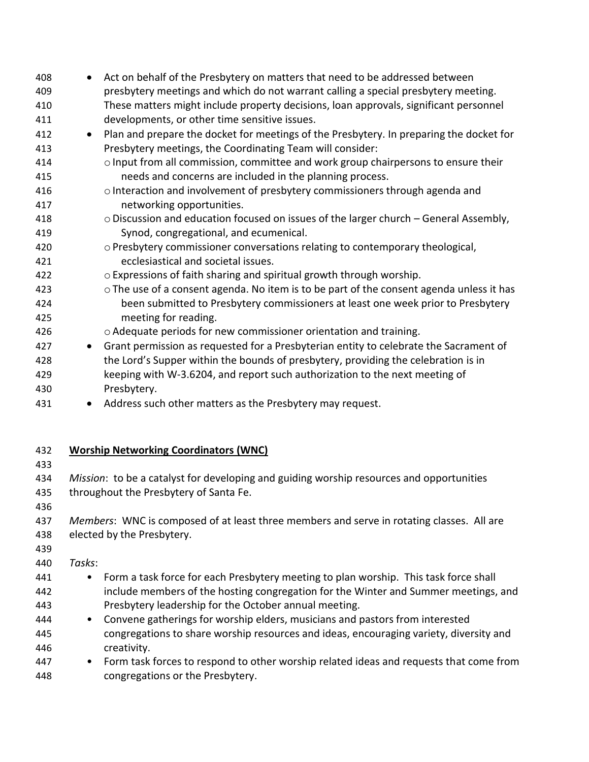- Act on behalf of the Presbytery on matters that need to be addressed between presbytery meetings and which do not warrant calling a special presbytery meeting. These matters might include property decisions, loan approvals, significant personnel developments, or other time sensitive issues.
- Plan and prepare the docket for meetings of the Presbytery. In preparing the docket for Presbytery meetings, the Coordinating Team will consider:
  - Input from all commission, committee and work group chairpersons to ensure their needs and concerns are included in the planning process.
  - Interaction and involvement of presbytery commissioners through agenda and networking opportunities.
  - Discussion and education focused on issues of the larger church – General Assembly, Synod, congregational, and ecumenical.
  - Presbytery commissioner conversations relating to contemporary theological, ecclesiastical and societal issues.
  - Expressions of faith sharing and spiritual growth through worship.
  - The use of a consent agenda. No item is to be part of the consent agenda unless it has been submitted to Presbytery commissioners at least one week prior to Presbytery meeting for reading.
  - Adequate periods for new commissioner orientation and training.
- Grant permission as requested for a Presbyterian entity to celebrate the Sacrament of the Lord's Supper within the bounds of presbytery, providing the celebration is in keeping with W-3.6204, and report such authorization to the next meeting of Presbytery.
- Address such other matters as the Presbytery may request.

**Worship Networking Coordinators (WNC)**

*Mission*: to be a catalyst for developing and guiding worship resources and opportunities throughout the Presbytery of Santa Fe.

*Members*: WNC is composed of at least three members and serve in rotating classes. All are elected by the Presbytery.

*Tasks*:

- Form a task force for each Presbytery meeting to plan worship. This task force shall include members of the hosting congregation for the Winter and Summer meetings, and Presbytery leadership for the October annual meeting.
- Convene gatherings for worship elders, musicians and pastors from interested congregations to share worship resources and ideas, encouraging variety, diversity and creativity.
- Form task forces to respond to other worship related ideas and requests that come from congregations or the Presbytery.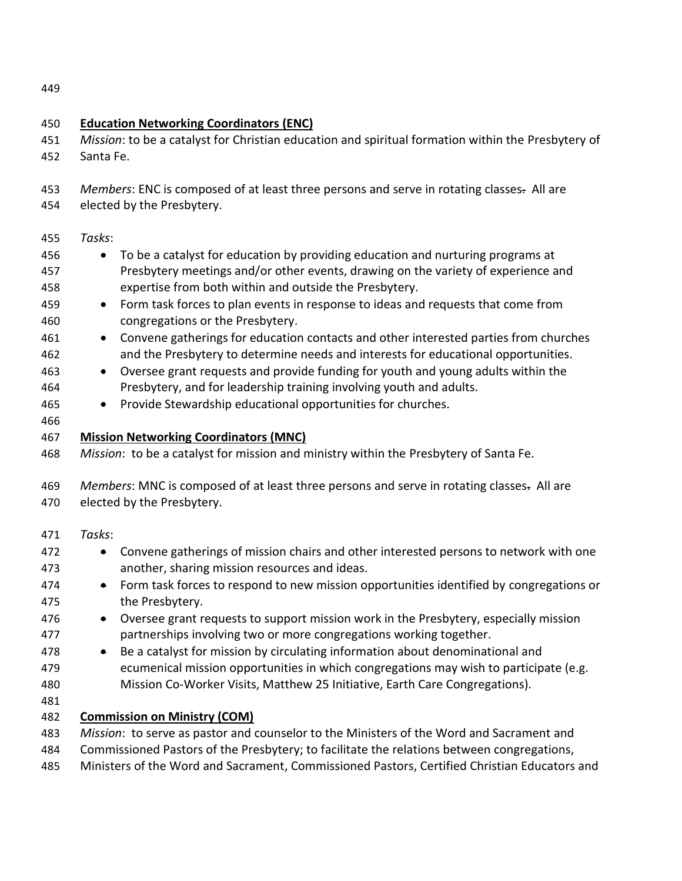**Education Networking Coordinators (ENC)**

*Mission*: to be a catalyst for Christian education and spiritual formation within the Presbytery of Santa Fe.

*Members*: ENC is composed of at least three persons and serve in rotating classes. All are elected by the Presbytery.

*Tasks*:

- To be a catalyst for education by providing education and nurturing programs at Presbytery meetings and/or other events, drawing on the variety of experience and expertise from both within and outside the Presbytery.
- Form task forces to plan events in response to ideas and requests that come from congregations or the Presbytery.
- Convene gatherings for education contacts and other interested parties from churches and the Presbytery to determine needs and interests for educational opportunities.
- Oversee grant requests and provide funding for youth and young adults within the Presbytery, and for leadership training involving youth and adults.
- Provide Stewardship educational opportunities for churches.

**Mission Networking Coordinators (MNC)**

*Mission*: to be a catalyst for mission and ministry within the Presbytery of Santa Fe.

*Members*: MNC is composed of at least three persons and serve in rotating classes. All are elected by the Presbytery.

*Tasks*:

- Convene gatherings of mission chairs and other interested persons to network with one another, sharing mission resources and ideas.
- Form task forces to respond to new mission opportunities identified by congregations or the Presbytery.
- Oversee grant requests to support mission work in the Presbytery, especially mission partnerships involving two or more congregations working together.
- Be a catalyst for mission by circulating information about denominational and ecumenical mission opportunities in which congregations may wish to participate (e.g. Mission Co-Worker Visits, Matthew 25 Initiative, Earth Care Congregations).

**Commission on Ministry (COM)**

*Mission*: to serve as pastor and counselor to the Ministers of the Word and Sacrament and Commissioned Pastors of the Presbytery; to facilitate the relations between congregations, Ministers of the Word and Sacrament, Commissioned Pastors, Certified Christian Educators and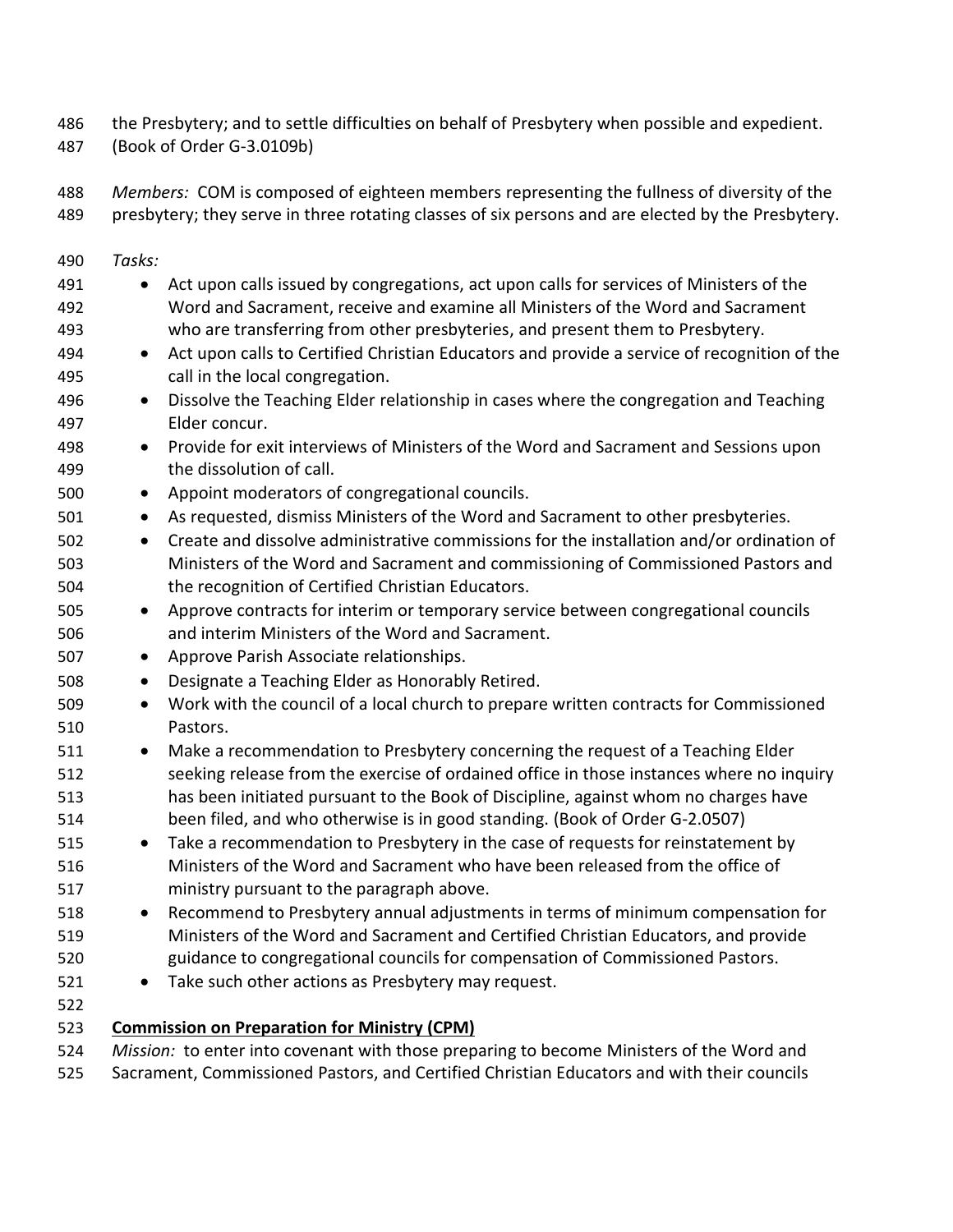the Presbytery; and to settle difficulties on behalf of Presbytery when possible and expedient. (Book of Order G-3.0109b)

*Members:* COM is composed of eighteen members representing the fullness of diversity of the presbytery; they serve in three rotating classes of six persons and are elected by the Presbytery.

*Tasks:*

- Act upon calls issued by congregations, act upon calls for services of Ministers of the Word and Sacrament, receive and examine all Ministers of the Word and Sacrament who are transferring from other presbyteries, and present them to Presbytery.
- Act upon calls to Certified Christian Educators and provide a service of recognition of the call in the local congregation.
- Dissolve the Teaching Elder relationship in cases where the congregation and Teaching Elder concur.
- Provide for exit interviews of Ministers of the Word and Sacrament and Sessions upon the dissolution of call.
- Appoint moderators of congregational councils.
- As requested, dismiss Ministers of the Word and Sacrament to other presbyteries.
- Create and dissolve administrative commissions for the installation and/or ordination of Ministers of the Word and Sacrament and commissioning of Commissioned Pastors and the recognition of Certified Christian Educators.
- Approve contracts for interim or temporary service between congregational councils and interim Ministers of the Word and Sacrament.
- Approve Parish Associate relationships.
- Designate a Teaching Elder as Honorably Retired.
- Work with the council of a local church to prepare written contracts for Commissioned Pastors.
- Make a recommendation to Presbytery concerning the request of a Teaching Elder seeking release from the exercise of ordained office in those instances where no inquiry has been initiated pursuant to the Book of Discipline, against whom no charges have been filed, and who otherwise is in good standing. (Book of Order G-2.0507)
- Take a recommendation to Presbytery in the case of requests for reinstatement by Ministers of the Word and Sacrament who have been released from the office of ministry pursuant to the paragraph above.
- Recommend to Presbytery annual adjustments in terms of minimum compensation for Ministers of the Word and Sacrament and Certified Christian Educators, and provide guidance to congregational councils for compensation of Commissioned Pastors.
- Take such other actions as Presbytery may request.

**Commission on Preparation for Ministry (CPM)**

*Mission:* to enter into covenant with those preparing to become Ministers of the Word and Sacrament, Commissioned Pastors, and Certified Christian Educators and with their councils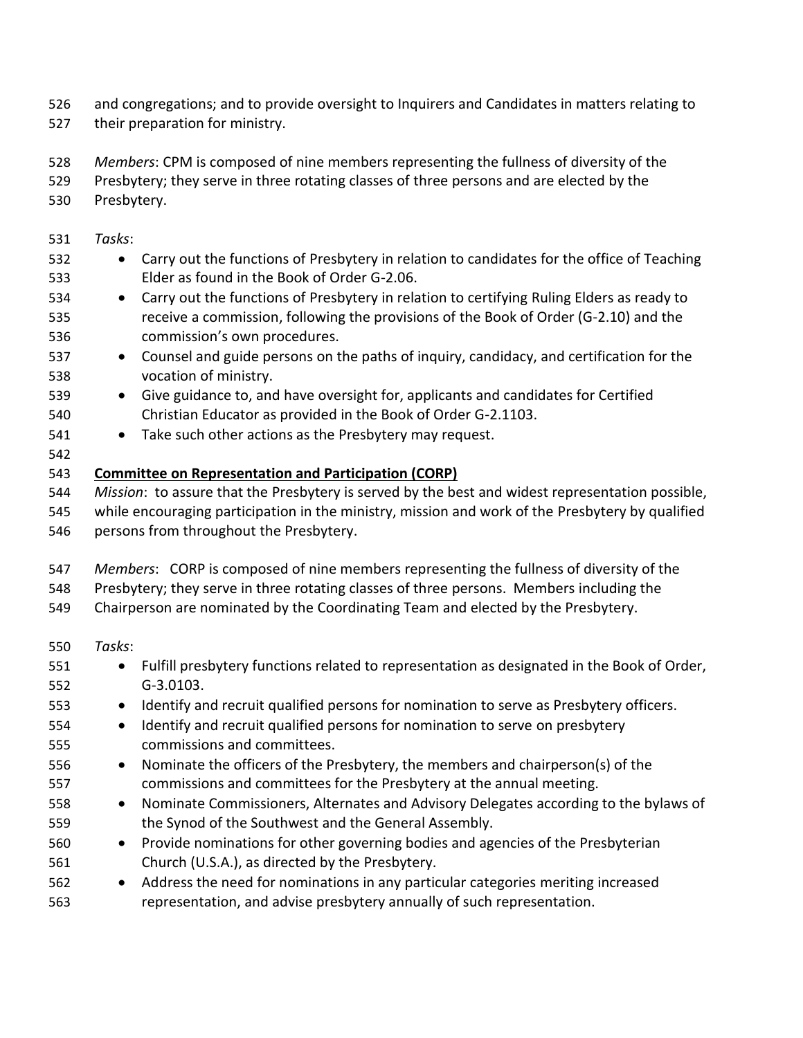and congregations; and to provide oversight to Inquirers and Candidates in matters relating to their preparation for ministry.

*Members*: CPM is composed of nine members representing the fullness of diversity of the Presbytery; they serve in three rotating classes of three persons and are elected by the Presbytery.

*Tasks*:

- Carry out the functions of Presbytery in relation to candidates for the office of Teaching Elder as found in the Book of Order G-2.06.
- Carry out the functions of Presbytery in relation to certifying Ruling Elders as ready to receive a commission, following the provisions of the Book of Order (G-2.10) and the commission's own procedures.
- Counsel and guide persons on the paths of inquiry, candidacy, and certification for the vocation of ministry.
- Give guidance to, and have oversight for, applicants and candidates for Certified Christian Educator as provided in the Book of Order G-2.1103.
- Take such other actions as the Presbytery may request.

**Committee on Representation and Participation (CORP)**

*Mission*: to assure that the Presbytery is served by the best and widest representation possible, while encouraging participation in the ministry, mission and work of the Presbytery by qualified persons from throughout the Presbytery.

*Members*: CORP is composed of nine members representing the fullness of diversity of the Presbytery; they serve in three rotating classes of three persons. Members including the Chairperson are nominated by the Coordinating Team and elected by the Presbytery.

*Tasks*:

- Fulfill presbytery functions related to representation as designated in the Book of Order, G-3.0103.
- Identify and recruit qualified persons for nomination to serve as Presbytery officers.
- Identify and recruit qualified persons for nomination to serve on presbytery commissions and committees.
- Nominate the officers of the Presbytery, the members and chairperson(s) of the commissions and committees for the Presbytery at the annual meeting.
- Nominate Commissioners, Alternates and Advisory Delegates according to the bylaws of the Synod of the Southwest and the General Assembly.
- Provide nominations for other governing bodies and agencies of the Presbyterian Church (U.S.A.), as directed by the Presbytery.
- Address the need for nominations in any particular categories meriting increased representation, and advise presbytery annually of such representation.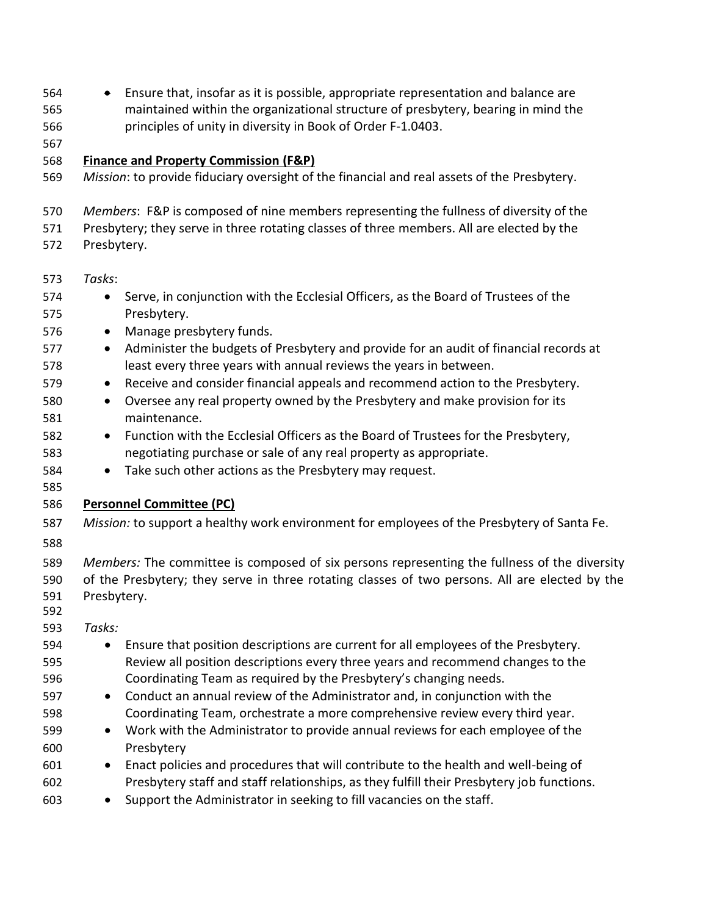- Ensure that, insofar as it is possible, appropriate representation and balance are maintained within the organizational structure of presbytery, bearing in mind the principles of unity in diversity in Book of Order F-1.0403.

**Finance and Property Commission (F&P)**

*Mission*: to provide fiduciary oversight of the financial and real assets of the Presbytery.

*Members*: F&P is composed of nine members representing the fullness of diversity of the Presbytery; they serve in three rotating classes of three members. All are elected by the Presbytery.

*Tasks*:

- Serve, in conjunction with the Ecclesial Officers, as the Board of Trustees of the Presbytery.
- Manage presbytery funds.
- Administer the budgets of Presbytery and provide for an audit of financial records at least every three years with annual reviews the years in between.
- Receive and consider financial appeals and recommend action to the Presbytery.
- Oversee any real property owned by the Presbytery and make provision for its maintenance.
- Function with the Ecclesial Officers as the Board of Trustees for the Presbytery, negotiating purchase or sale of any real property as appropriate.
- Take such other actions as the Presbytery may request.

**Personnel Committee (PC)**

*Mission:* to support a healthy work environment for employees of the Presbytery of Santa Fe.

*Members:* The committee is composed of six persons representing the fullness of the diversity of the Presbytery; they serve in three rotating classes of two persons. All are elected by the Presbytery.

*Tasks:*

- Ensure that position descriptions are current for all employees of the Presbytery. Review all position descriptions every three years and recommend changes to the Coordinating Team as required by the Presbytery's changing needs.
- Conduct an annual review of the Administrator and, in conjunction with the Coordinating Team, orchestrate a more comprehensive review every third year.
- Work with the Administrator to provide annual reviews for each employee of the Presbytery
- Enact policies and procedures that will contribute to the health and well-being of Presbytery staff and staff relationships, as they fulfill their Presbytery job functions.
- Support the Administrator in seeking to fill vacancies on the staff.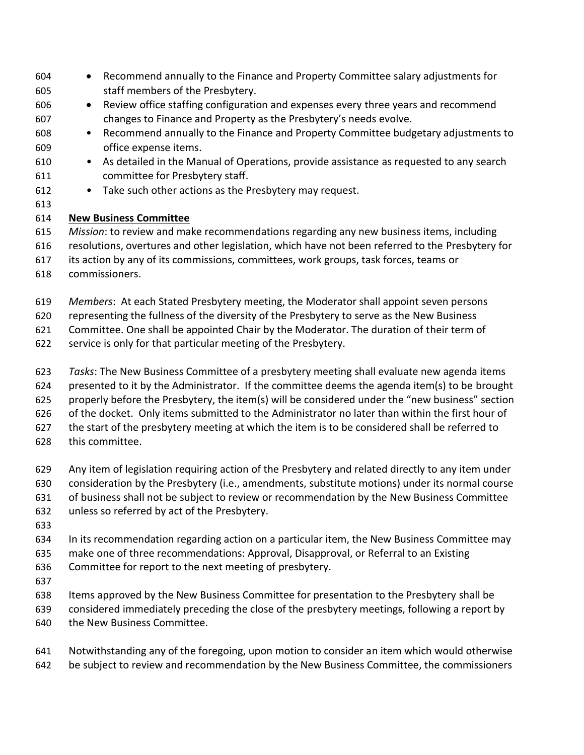- Recommend annually to the Finance and Property Committee salary adjustments for staff members of the Presbytery.
- Review office staffing configuration and expenses every three years and recommend changes to Finance and Property as the Presbytery's needs evolve.
- Recommend annually to the Finance and Property Committee budgetary adjustments to office expense items.
- As detailed in the Manual of Operations, provide assistance as requested to any search committee for Presbytery staff.
- Take such other actions as the Presbytery may request.

**New Business Committee**

*Mission*: to review and make recommendations regarding any new business items, including resolutions, overtures and other legislation, which have not been referred to the Presbytery for its action by any of its commissions, committees, work groups, task forces, teams or commissioners.

*Members*: At each Stated Presbytery meeting, the Moderator shall appoint seven persons representing the fullness of the diversity of the Presbytery to serve as the New Business Committee. One shall be appointed Chair by the Moderator. The duration of their term of service is only for that particular meeting of the Presbytery.

*Tasks*: The New Business Committee of a presbytery meeting shall evaluate new agenda items presented to it by the Administrator. If the committee deems the agenda item(s) to be brought properly before the Presbytery, the item(s) will be considered under the "new business" section of the docket. Only items submitted to the Administrator no later than within the first hour of the start of the presbytery meeting at which the item is to be considered shall be referred to this committee.

Any item of legislation requiring action of the Presbytery and related directly to any item under consideration by the Presbytery (i.e., amendments, substitute motions) under its normal course of business shall not be subject to review or recommendation by the New Business Committee unless so referred by act of the Presbytery.

In its recommendation regarding action on a particular item, the New Business Committee may make one of three recommendations: Approval, Disapproval, or Referral to an Existing Committee for report to the next meeting of presbytery.

Items approved by the New Business Committee for presentation to the Presbytery shall be considered immediately preceding the close of the presbytery meetings, following a report by the New Business Committee.

Notwithstanding any of the foregoing, upon motion to consider an item which would otherwise be subject to review and recommendation by the New Business Committee, the commissioners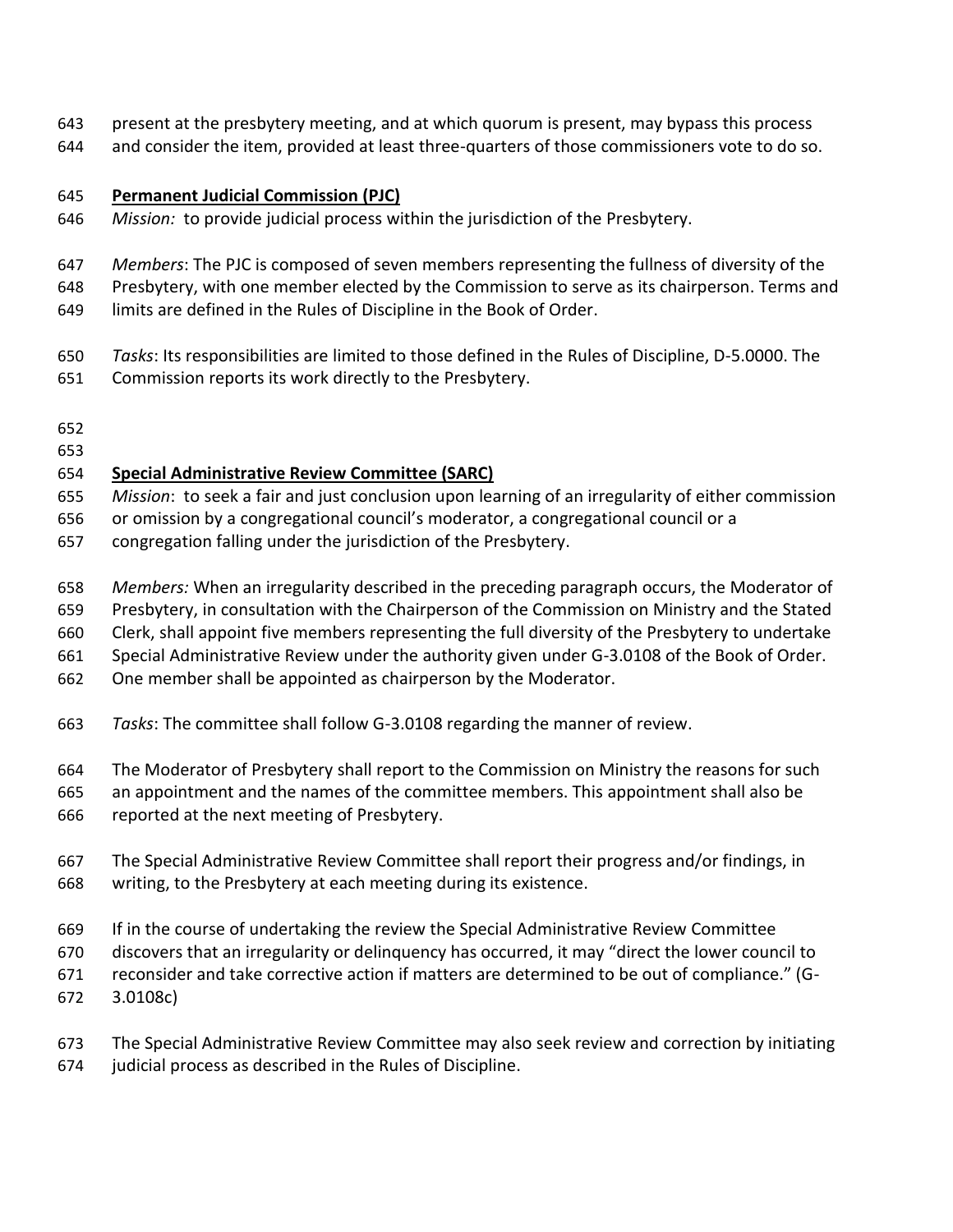present at the presbytery meeting, and at which quorum is present, may bypass this process and consider the item, provided at least three-quarters of those commissioners vote to do so.

**Permanent Judicial Commission (PJC)**

*Mission:* to provide judicial process within the jurisdiction of the Presbytery.

*Members*: The PJC is composed of seven members representing the fullness of diversity of the Presbytery, with one member elected by the Commission to serve as its chairperson. Terms and limits are defined in the Rules of Discipline in the Book of Order.

*Tasks*: Its responsibilities are limited to those defined in the Rules of Discipline, D-5.0000. The Commission reports its work directly to the Presbytery.

**Special Administrative Review Committee (SARC)**

*Mission*: to seek a fair and just conclusion upon learning of an irregularity of either commission or omission by a congregational council's moderator, a congregational council or a congregation falling under the jurisdiction of the Presbytery.

*Members:* When an irregularity described in the preceding paragraph occurs, the Moderator of Presbytery, in consultation with the Chairperson of the Commission on Ministry and the Stated Clerk, shall appoint five members representing the full diversity of the Presbytery to undertake Special Administrative Review under the authority given under G-3.0108 of the Book of Order. One member shall be appointed as chairperson by the Moderator.

*Tasks*: The committee shall follow G-3.0108 regarding the manner of review.

The Moderator of Presbytery shall report to the Commission on Ministry the reasons for such an appointment and the names of the committee members. This appointment shall also be reported at the next meeting of Presbytery.

The Special Administrative Review Committee shall report their progress and/or findings, in writing, to the Presbytery at each meeting during its existence.

If in the course of undertaking the review the Special Administrative Review Committee discovers that an irregularity or delinquency has occurred, it may "direct the lower council to reconsider and take corrective action if matters are determined to be out of compliance." (G-3.0108c)

The Special Administrative Review Committee may also seek review and correction by initiating judicial process as described in the Rules of Discipline.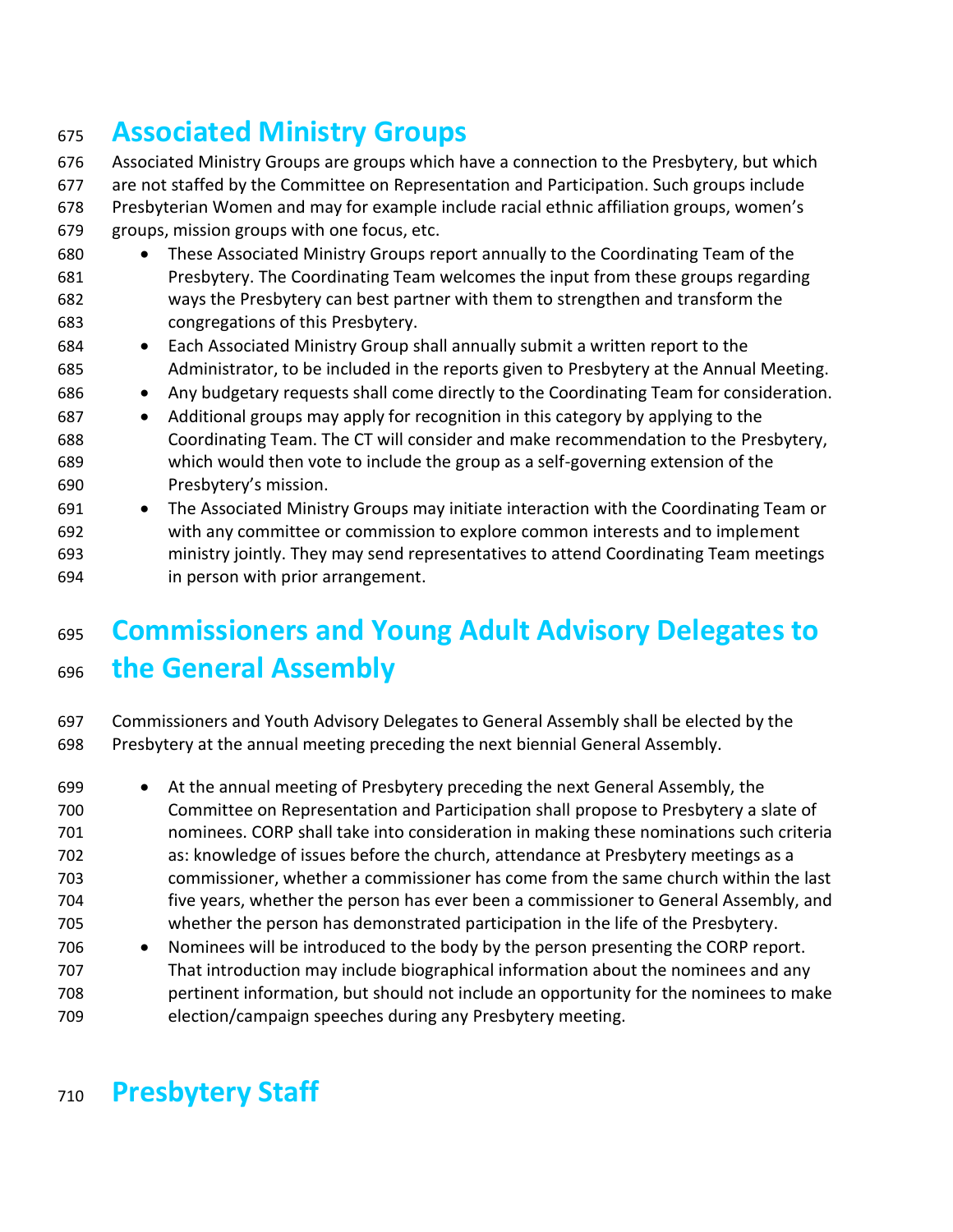## Associated Ministry Groups

Associated Ministry Groups are groups which have a connection to the Presbytery, but which are not staffed by the Committee on Representation and Participation. Such groups include Presbyterian Women and may for example include racial ethnic affiliation groups, women's groups, mission groups with one focus, etc.

- These Associated Ministry Groups report annually to the Coordinating Team of the Presbytery. The Coordinating Team welcomes the input from these groups regarding ways the Presbytery can best partner with them to strengthen and transform the congregations of this Presbytery.
- Each Associated Ministry Group shall annually submit a written report to the Administrator, to be included in the reports given to Presbytery at the Annual Meeting.
- Any budgetary requests shall come directly to the Coordinating Team for consideration.
- Additional groups may apply for recognition in this category by applying to the Coordinating Team. The CT will consider and make recommendation to the Presbytery, which would then vote to include the group as a self-governing extension of the Presbytery's mission.
- The Associated Ministry Groups may initiate interaction with the Coordinating Team or with any committee or commission to explore common interests and to implement ministry jointly. They may send representatives to attend Coordinating Team meetings in person with prior arrangement.

## Commissioners and Young Adult Advisory Delegates to the General Assembly

Commissioners and Youth Advisory Delegates to General Assembly shall be elected by the Presbytery at the annual meeting preceding the next biennial General Assembly.

- At the annual meeting of Presbytery preceding the next General Assembly, the Committee on Representation and Participation shall propose to Presbytery a slate of nominees. CORP shall take into consideration in making these nominations such criteria as: knowledge of issues before the church, attendance at Presbytery meetings as a commissioner, whether a commissioner has come from the same church within the last five years, whether the person has ever been a commissioner to General Assembly, and whether the person has demonstrated participation in the life of the Presbytery.
- Nominees will be introduced to the body by the person presenting the CORP report. That introduction may include biographical information about the nominees and any pertinent information, but should not include an opportunity for the nominees to make election/campaign speeches during any Presbytery meeting.

## Presbytery Staff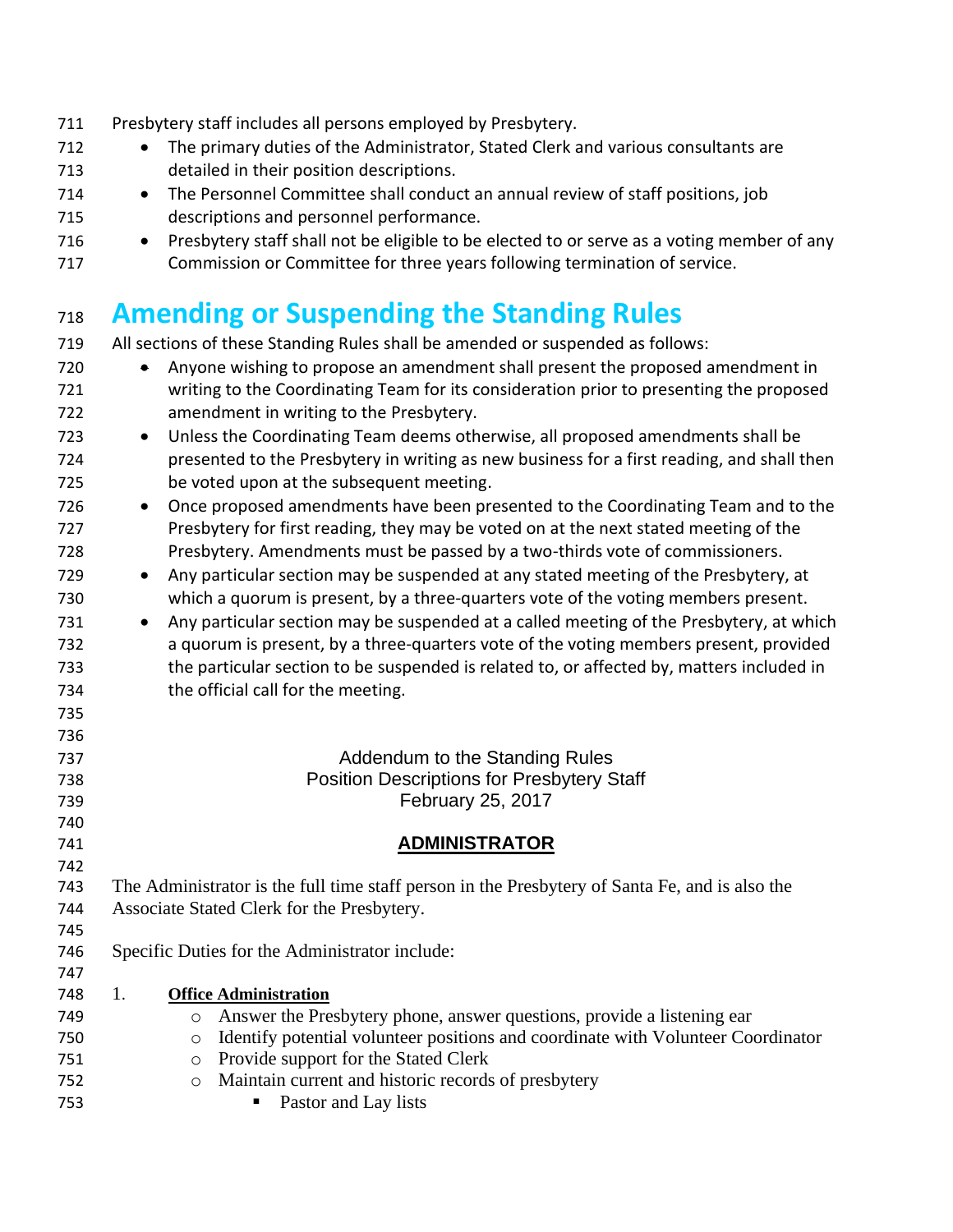Presbytery staff includes all persons employed by Presbytery.

- The primary duties of the Administrator, Stated Clerk and various consultants are detailed in their position descriptions.
- The Personnel Committee shall conduct an annual review of staff positions, job descriptions and personnel performance.
- Presbytery staff shall not be eligible to be elected to or serve as a voting member of any Commission or Committee for three years following termination of service.

# Amending or Suspending the Standing Rules

All sections of these Standing Rules shall be amended or suspended as follows:

- Anyone wishing to propose an amendment shall present the proposed amendment in writing to the Coordinating Team for its consideration prior to presenting the proposed amendment in writing to the Presbytery.
- Unless the Coordinating Team deems otherwise, all proposed amendments shall be presented to the Presbytery in writing as new business for a first reading, and shall then be voted upon at the subsequent meeting.
- Once proposed amendments have been presented to the Coordinating Team and to the Presbytery for first reading, they may be voted on at the next stated meeting of the Presbytery. Amendments must be passed by a two-thirds vote of commissioners.
- Any particular section may be suspended at any stated meeting of the Presbytery, at which a quorum is present, by a three-quarters vote of the voting members present.
- Any particular section may be suspended at a called meeting of the Presbytery, at which a quorum is present, by a three-quarters vote of the voting members present, provided the particular section to be suspended is related to, or affected by, matters included in the official call for the meeting.

Addendum to the Standing Rules
Position Descriptions for Presbytery Staff
February 25, 2017

## ADMINISTRATOR

The Administrator is the full time staff person in the Presbytery of Santa Fe, and is also the Associate Stated Clerk for the Presbytery.

Specific Duties for the Administrator include:

1. **Office Administration**
   - Answer the Presbytery phone, answer questions, provide a listening ear
   - Identify potential volunteer positions and coordinate with Volunteer Coordinator
   - Provide support for the Stated Clerk
   - Maintain current and historic records of presbytery
     - Pastor and Lay lists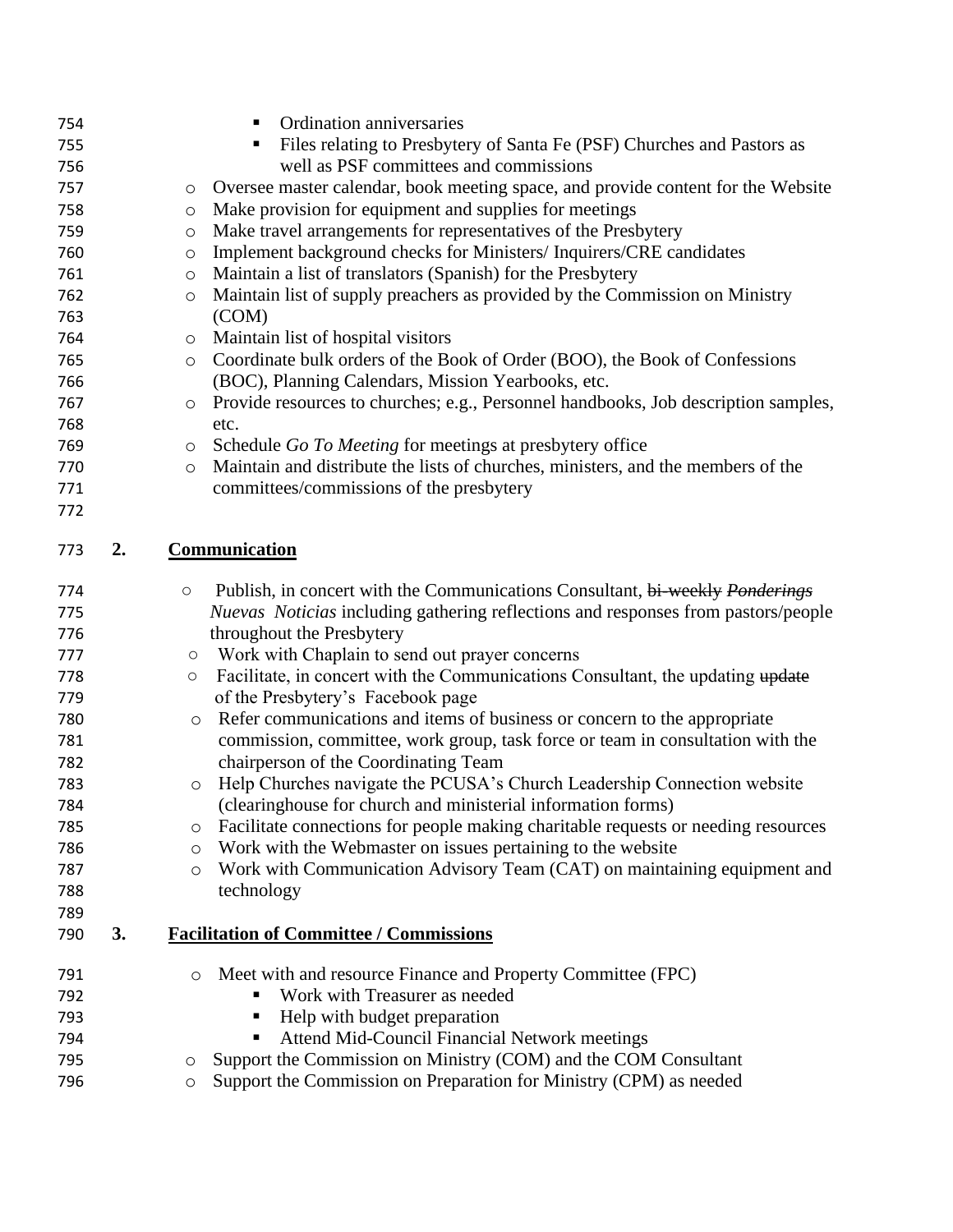- Ordination anniversaries
- Files relating to Presbytery of Santa Fe (PSF) Churches and Pastors as well as PSF committees and commissions

- Oversee master calendar, book meeting space, and provide content for the Website
- Make provision for equipment and supplies for meetings
- Make travel arrangements for representatives of the Presbytery
- Implement background checks for Ministers/ Inquirers/CRE candidates
- Maintain a list of translators (Spanish) for the Presbytery
- Maintain list of supply preachers as provided by the Commission on Ministry (COM)
- Maintain list of hospital visitors
- Coordinate bulk orders of the Book of Order (BOO), the Book of Confessions (BOC), Planning Calendars, Mission Yearbooks, etc.
- Provide resources to churches; e.g., Personnel handbooks, Job description samples, etc.
- Schedule *Go To Meeting* for meetings at presbytery office
- Maintain and distribute the lists of churches, ministers, and the members of the committees/commissions of the presbytery

## 2. Communication

- Publish, in concert with the Communications Consultant, ~~bi-weekly~~ ~~*Ponderings*~~ *Nuevas Noticias* including gathering reflections and responses from pastors/people throughout the Presbytery
- Work with Chaplain to send out prayer concerns
- Facilitate, in concert with the Communications Consultant, the updating ~~update~~ of the Presbytery's Facebook page
- Refer communications and items of business or concern to the appropriate commission, committee, work group, task force or team in consultation with the chairperson of the Coordinating Team
- Help Churches navigate the PCUSA's Church Leadership Connection website (clearinghouse for church and ministerial information forms)
- Facilitate connections for people making charitable requests or needing resources
- Work with the Webmaster on issues pertaining to the website
- Work with Communication Advisory Team (CAT) on maintaining equipment and technology

## 3. Facilitation of Committee / Commissions

- Meet with and resource Finance and Property Committee (FPC)
  - Work with Treasurer as needed
  - Help with budget preparation
  - Attend Mid-Council Financial Network meetings
- Support the Commission on Ministry (COM) and the COM Consultant
- Support the Commission on Preparation for Ministry (CPM) as needed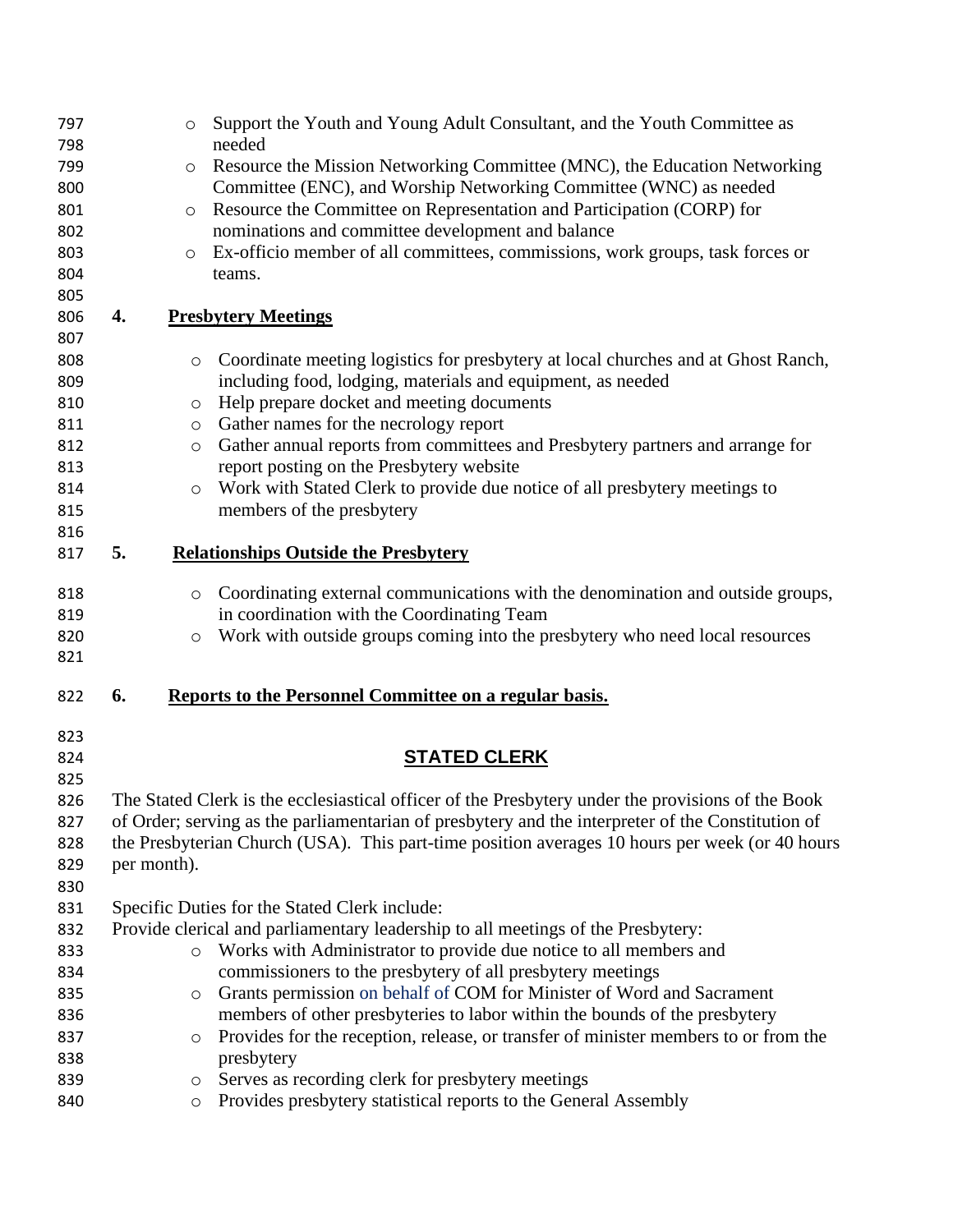- Support the Youth and Young Adult Consultant, and the Youth Committee as needed
- Resource the Mission Networking Committee (MNC), the Education Networking Committee (ENC), and Worship Networking Committee (WNC) as needed
- Resource the Committee on Representation and Participation (CORP) for nominations and committee development and balance
- Ex-officio member of all committees, commissions, work groups, task forces or teams.

**4. Presbytery Meetings**

- Coordinate meeting logistics for presbytery at local churches and at Ghost Ranch, including food, lodging, materials and equipment, as needed
- Help prepare docket and meeting documents
- Gather names for the necrology report
- Gather annual reports from committees and Presbytery partners and arrange for report posting on the Presbytery website
- Work with Stated Clerk to provide due notice of all presbytery meetings to members of the presbytery

**5. Relationships Outside the Presbytery**

- Coordinating external communications with the denomination and outside groups, in coordination with the Coordinating Team
- Work with outside groups coming into the presbytery who need local resources

**6. Reports to the Personnel Committee on a regular basis.**

## STATED CLERK

The Stated Clerk is the ecclesiastical officer of the Presbytery under the provisions of the Book of Order; serving as the parliamentarian of presbytery and the interpreter of the Constitution of the Presbyterian Church (USA). This part-time position averages 10 hours per week (or 40 hours per month).

Specific Duties for the Stated Clerk include:

Provide clerical and parliamentary leadership to all meetings of the Presbytery:

- Works with Administrator to provide due notice to all members and commissioners to the presbytery of all presbytery meetings
- Grants permission on behalf of COM for Minister of Word and Sacrament members of other presbyteries to labor within the bounds of the presbytery
- Provides for the reception, release, or transfer of minister members to or from the presbytery
- Serves as recording clerk for presbytery meetings
- Provides presbytery statistical reports to the General Assembly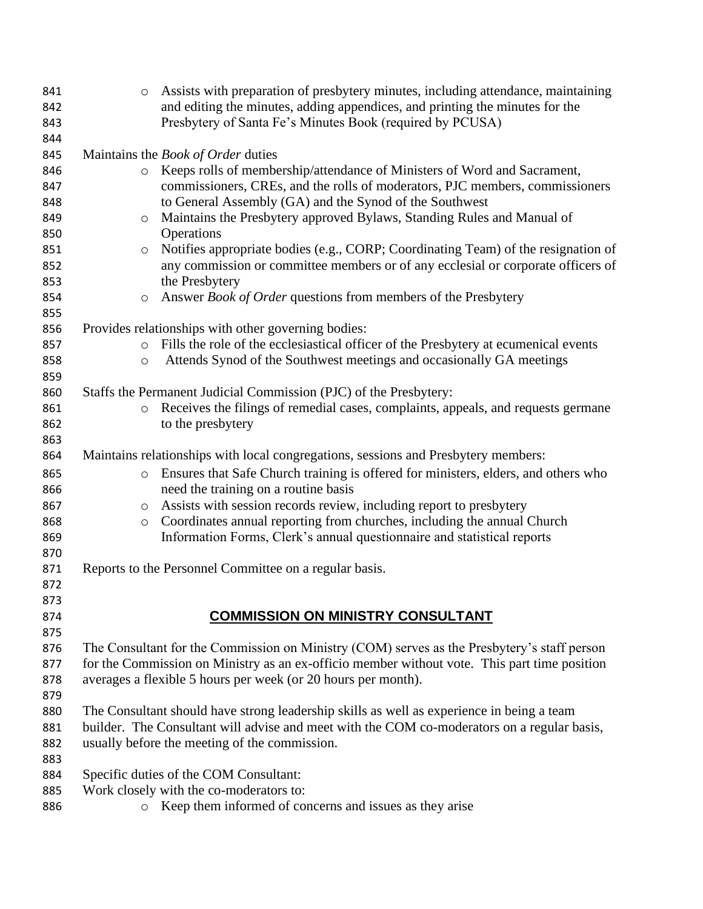- Assists with preparation of presbytery minutes, including attendance, maintaining and editing the minutes, adding appendices, and printing the minutes for the Presbytery of Santa Fe's Minutes Book (required by PCUSA)

Maintains the *Book of Order* duties

- Keeps rolls of membership/attendance of Ministers of Word and Sacrament, commissioners, CREs, and the rolls of moderators, PJC members, commissioners to General Assembly (GA) and the Synod of the Southwest
- Maintains the Presbytery approved Bylaws, Standing Rules and Manual of Operations
- Notifies appropriate bodies (e.g., CORP; Coordinating Team) of the resignation of any commission or committee members or of any ecclesial or corporate officers of the Presbytery
- Answer *Book of Order* questions from members of the Presbytery

Provides relationships with other governing bodies:

- Fills the role of the ecclesiastical officer of the Presbytery at ecumenical events
- Attends Synod of the Southwest meetings and occasionally GA meetings

Staffs the Permanent Judicial Commission (PJC) of the Presbytery:

- Receives the filings of remedial cases, complaints, appeals, and requests germane to the presbytery

Maintains relationships with local congregations, sessions and Presbytery members:

- Ensures that Safe Church training is offered for ministers, elders, and others who need the training on a routine basis
- Assists with session records review, including report to presbytery
- Coordinates annual reporting from churches, including the annual Church Information Forms, Clerk's annual questionnaire and statistical reports

Reports to the Personnel Committee on a regular basis.

## COMMISSION ON MINISTRY CONSULTANT

The Consultant for the Commission on Ministry (COM) serves as the Presbytery's staff person for the Commission on Ministry as an ex-officio member without vote. This part time position averages a flexible 5 hours per week (or 20 hours per month).

The Consultant should have strong leadership skills as well as experience in being a team builder. The Consultant will advise and meet with the COM co-moderators on a regular basis, usually before the meeting of the commission.

Specific duties of the COM Consultant:
Work closely with the co-moderators to:

- Keep them informed of concerns and issues as they arise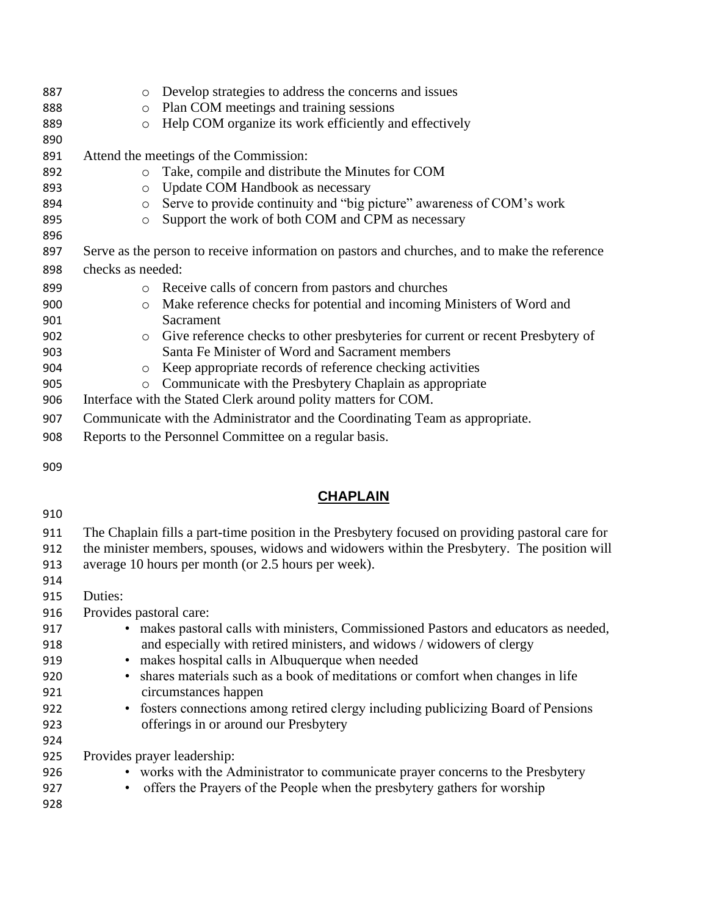- Develop strategies to address the concerns and issues
- Plan COM meetings and training sessions
- Help COM organize its work efficiently and effectively

Attend the meetings of the Commission:

- Take, compile and distribute the Minutes for COM
- Update COM Handbook as necessary
- Serve to provide continuity and "big picture" awareness of COM's work
- Support the work of both COM and CPM as necessary

Serve as the person to receive information on pastors and churches, and to make the reference checks as needed:

- Receive calls of concern from pastors and churches
- Make reference checks for potential and incoming Ministers of Word and Sacrament
- Give reference checks to other presbyteries for current or recent Presbytery of Santa Fe Minister of Word and Sacrament members
- Keep appropriate records of reference checking activities
- Communicate with the Presbytery Chaplain as appropriate

Interface with the Stated Clerk around polity matters for COM.

Communicate with the Administrator and the Coordinating Team as appropriate.

Reports to the Personnel Committee on a regular basis.

## CHAPLAIN

The Chaplain fills a part-time position in the Presbytery focused on providing pastoral care for the minister members, spouses, widows and widowers within the Presbytery. The position will average 10 hours per month (or 2.5 hours per week).

Duties:

Provides pastoral care:

- makes pastoral calls with ministers, Commissioned Pastors and educators as needed, and especially with retired ministers, and widows / widowers of clergy
- makes hospital calls in Albuquerque when needed
- shares materials such as a book of meditations or comfort when changes in life circumstances happen
- fosters connections among retired clergy including publicizing Board of Pensions offerings in or around our Presbytery

Provides prayer leadership:

- works with the Administrator to communicate prayer concerns to the Presbytery
- offers the Prayers of the People when the presbytery gathers for worship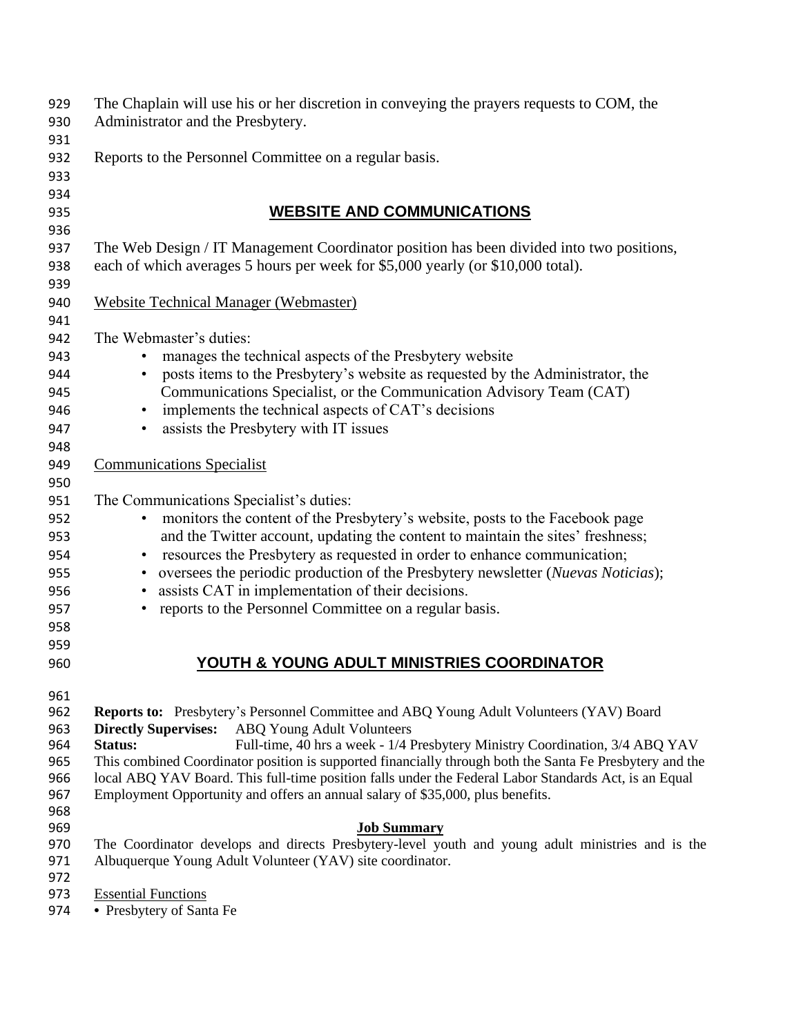The Chaplain will use his or her discretion in conveying the prayers requests to COM, the Administrator and the Presbytery.

Reports to the Personnel Committee on a regular basis.

## WEBSITE AND COMMUNICATIONS

The Web Design / IT Management Coordinator position has been divided into two positions, each of which averages 5 hours per week for $5,000 yearly (or $10,000 total).

Website Technical Manager (Webmaster)

The Webmaster's duties:

- manages the technical aspects of the Presbytery website
- posts items to the Presbytery's website as requested by the Administrator, the Communications Specialist, or the Communication Advisory Team (CAT)
- implements the technical aspects of CAT's decisions
- assists the Presbytery with IT issues

Communications Specialist

The Communications Specialist's duties:

- monitors the content of the Presbytery's website, posts to the Facebook page and the Twitter account, updating the content to maintain the sites' freshness;
- resources the Presbytery as requested in order to enhance communication;
- oversees the periodic production of the Presbytery newsletter (*Nuevas Noticias*);
- assists CAT in implementation of their decisions.
- reports to the Personnel Committee on a regular basis.

## YOUTH & YOUNG ADULT MINISTRIES COORDINATOR

**Reports to:** Presbytery's Personnel Committee and ABQ Young Adult Volunteers (YAV) Board
**Directly Supervises:** ABQ Young Adult Volunteers
**Status:** Full-time, 40 hrs a week - 1/4 Presbytery Ministry Coordination, 3/4 ABQ YAV
This combined Coordinator position is supported financially through both the Santa Fe Presbytery and the local ABQ YAV Board. This full-time position falls under the Federal Labor Standards Act, is an Equal Employment Opportunity and offers an annual salary of $35,000, plus benefits.

**Job Summary**

The Coordinator develops and directs Presbytery-level youth and young adult ministries and is the Albuquerque Young Adult Volunteer (YAV) site coordinator.

Essential Functions

- Presbytery of Santa Fe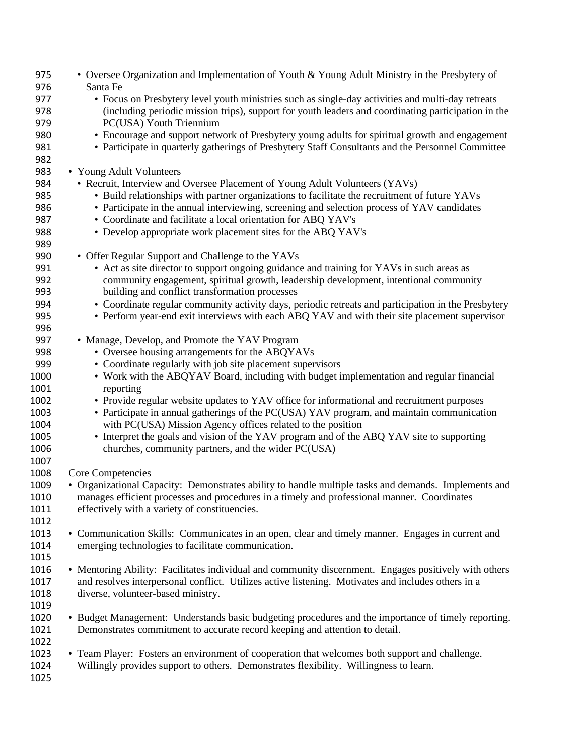- Oversee Organization and Implementation of Youth & Young Adult Ministry in the Presbytery of Santa Fe
  - Focus on Presbytery level youth ministries such as single-day activities and multi-day retreats (including periodic mission trips), support for youth leaders and coordinating participation in the PC(USA) Youth Triennium
  - Encourage and support network of Presbytery young adults for spiritual growth and engagement
  - Participate in quarterly gatherings of Presbytery Staff Consultants and the Personnel Committee

- Young Adult Volunteers
  - Recruit, Interview and Oversee Placement of Young Adult Volunteers (YAVs)
    - Build relationships with partner organizations to facilitate the recruitment of future YAVs
    - Participate in the annual interviewing, screening and selection process of YAV candidates
    - Coordinate and facilitate a local orientation for ABQ YAV's
    - Develop appropriate work placement sites for the ABQ YAV's

  - Offer Regular Support and Challenge to the YAVs
    - Act as site director to support ongoing guidance and training for YAVs in such areas as community engagement, spiritual growth, leadership development, intentional community building and conflict transformation processes
    - Coordinate regular community activity days, periodic retreats and participation in the Presbytery
    - Perform year-end exit interviews with each ABQ YAV and with their site placement supervisor

  - Manage, Develop, and Promote the YAV Program
    - Oversee housing arrangements for the ABQYAVs
    - Coordinate regularly with job site placement supervisors
    - Work with the ABQYAV Board, including with budget implementation and regular financial reporting
    - Provide regular website updates to YAV office for informational and recruitment purposes
    - Participate in annual gatherings of the PC(USA) YAV program, and maintain communication with PC(USA) Mission Agency offices related to the position
    - Interpret the goals and vision of the YAV program and of the ABQ YAV site to supporting churches, community partners, and the wider PC(USA)

Core Competencies

- Organizational Capacity: Demonstrates ability to handle multiple tasks and demands. Implements and manages efficient processes and procedures in a timely and professional manner. Coordinates effectively with a variety of constituencies.

- Communication Skills: Communicates in an open, clear and timely manner. Engages in current and emerging technologies to facilitate communication.

- Mentoring Ability: Facilitates individual and community discernment. Engages positively with others and resolves interpersonal conflict. Utilizes active listening. Motivates and includes others in a diverse, volunteer-based ministry.

- Budget Management: Understands basic budgeting procedures and the importance of timely reporting. Demonstrates commitment to accurate record keeping and attention to detail.

- Team Player: Fosters an environment of cooperation that welcomes both support and challenge. Willingly provides support to others. Demonstrates flexibility. Willingness to learn.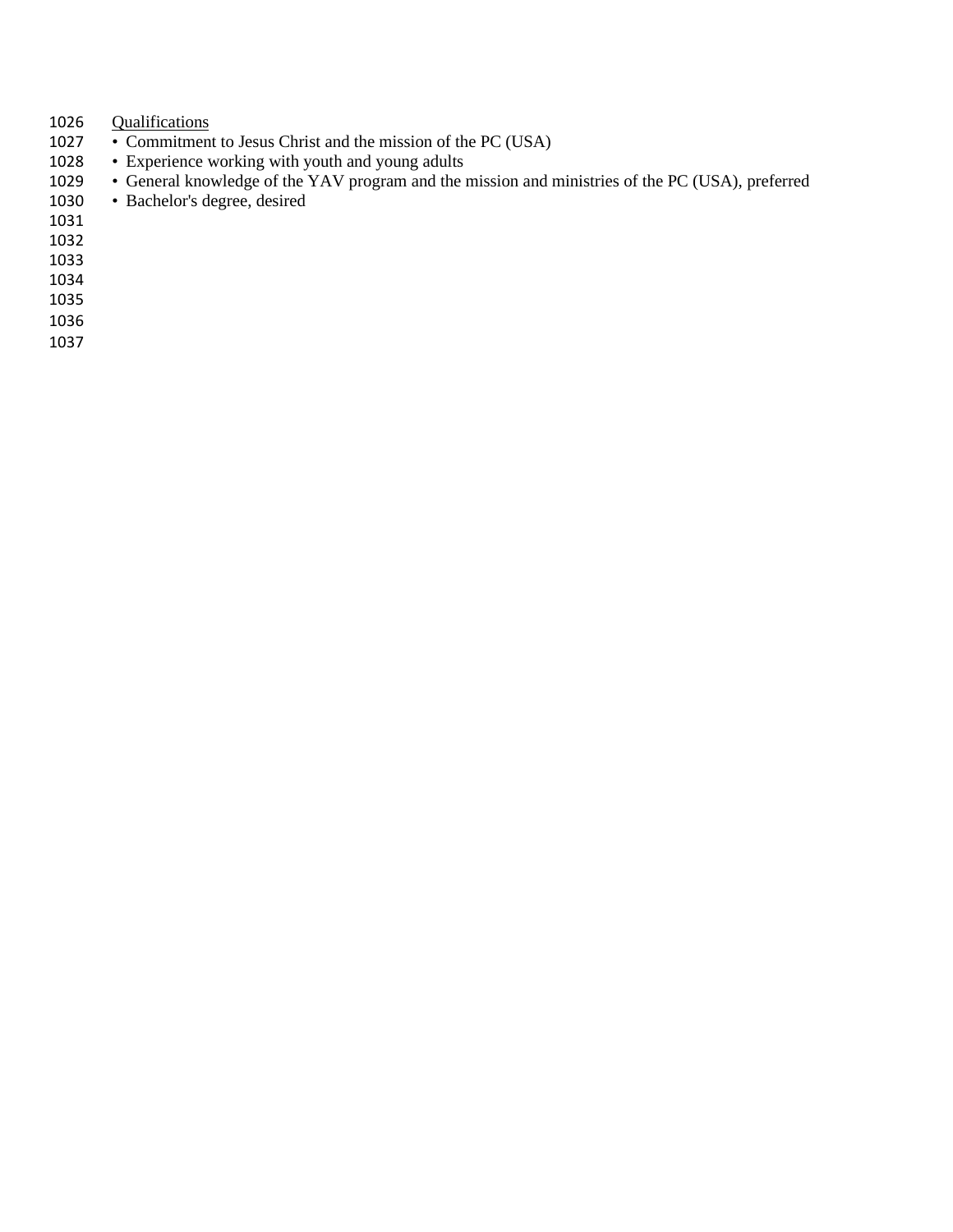Qualifications

- Commitment to Jesus Christ and the mission of the PC (USA)
- Experience working with youth and young adults
- General knowledge of the YAV program and the mission and ministries of the PC (USA), preferred
- Bachelor's degree, desired